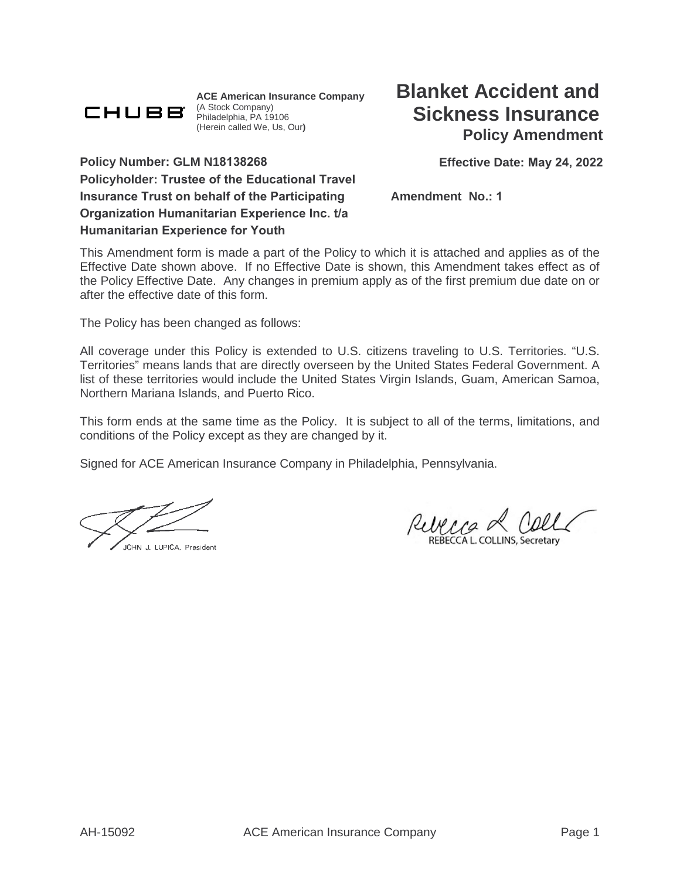CHUBB

**ACE American Insurance Company**
(A Stock Company)
Philadelphia, PA 19106
(Herein called We, Us, Our)

# Blanket Accident and Sickness Insurance
## Policy Amendment

**Policy Number: GLM N18138268**

**Effective Date: May 24, 2022**

**Policyholder: Trustee of the Educational Travel Insurance Trust on behalf of the Participating Organization Humanitarian Experience Inc. t/a Humanitarian Experience for Youth**

**Amendment No.: 1**

This Amendment form is made a part of the Policy to which it is attached and applies as of the Effective Date shown above. If no Effective Date is shown, this Amendment takes effect as of the Policy Effective Date. Any changes in premium apply as of the first premium due date on or after the effective date of this form.

The Policy has been changed as follows:

All coverage under this Policy is extended to U.S. citizens traveling to U.S. Territories. "U.S. Territories" means lands that are directly overseen by the United States Federal Government. A list of these territories would include the United States Virgin Islands, Guam, American Samoa, Northern Mariana Islands, and Puerto Rico.

This form ends at the same time as the Policy. It is subject to all of the terms, limitations, and conditions of the Policy except as they are changed by it.

Signed for ACE American Insurance Company in Philadelphia, Pennsylvania.

JOHN J. LUPICA, President

REBECCA L. COLLINS, Secretary

AH-15092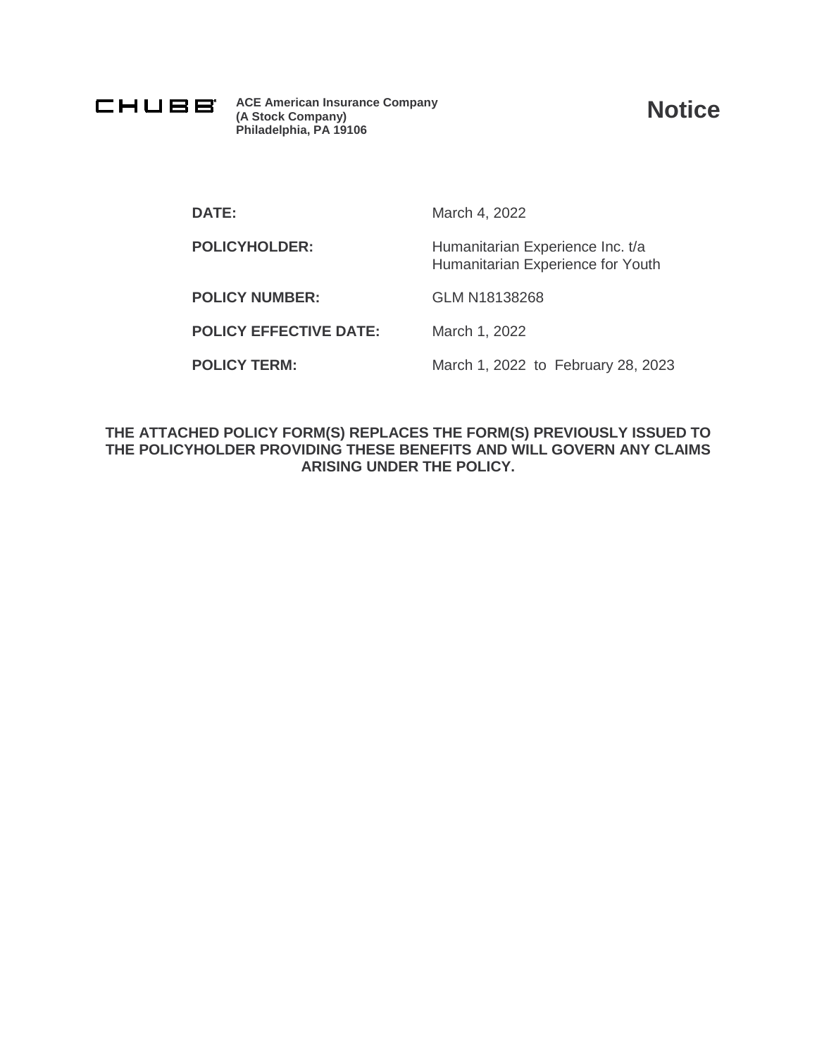CHUBB ACE American Insurance Company
(A Stock Company)
Philadelphia, PA 19106

# Notice

| | |
|---|---|
| **DATE:** | March 4, 2022 |
| **POLICYHOLDER:** | Humanitarian Experience Inc. t/a Humanitarian Experience for Youth |
| **POLICY NUMBER:** | GLM N18138268 |
| **POLICY EFFECTIVE DATE:** | March 1, 2022 |
| **POLICY TERM:** | March 1, 2022 to February 28, 2023 |

**THE ATTACHED POLICY FORM(S) REPLACES THE FORM(S) PREVIOUSLY ISSUED TO THE POLICYHOLDER PROVIDING THESE BENEFITS AND WILL GOVERN ANY CLAIMS ARISING UNDER THE POLICY.**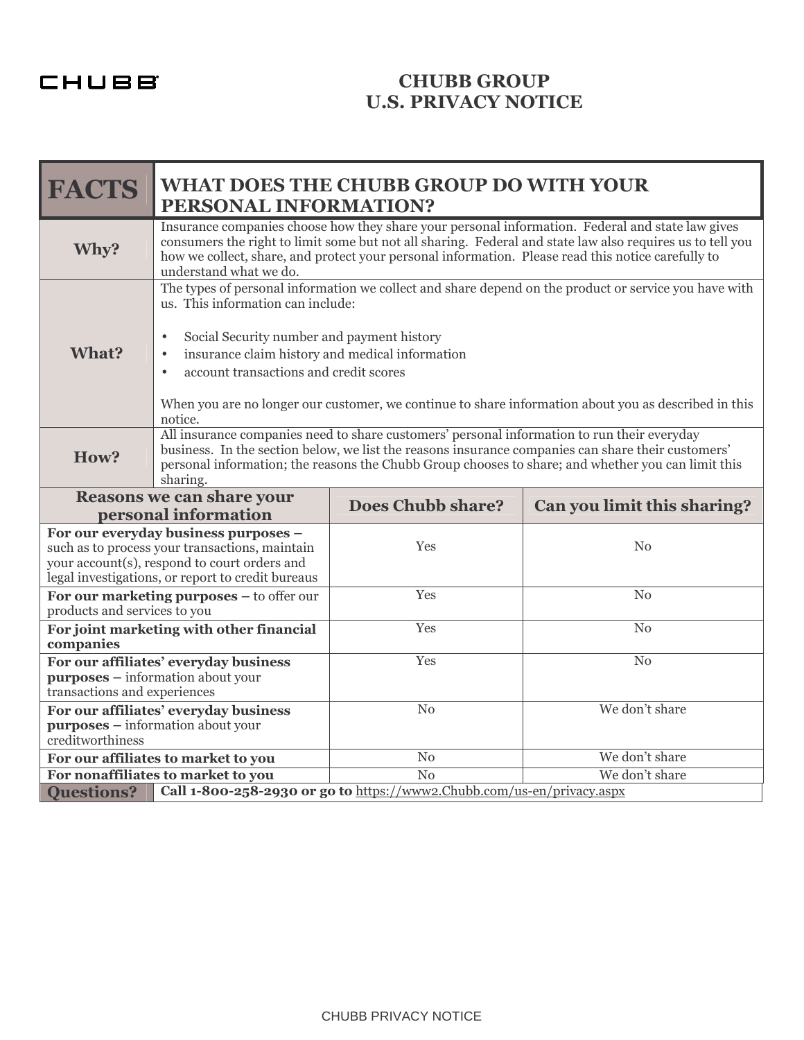CHUBB

# CHUBB GROUP
# U.S. PRIVACY NOTICE

| **FACTS** | **WHAT DOES THE CHUBB GROUP DO WITH YOUR PERSONAL INFORMATION?** |
|---|---|
| **Why?** | Insurance companies choose how they share your personal information. Federal and state law gives consumers the right to limit some but not all sharing. Federal and state law also requires us to tell you how we collect, share, and protect your personal information. Please read this notice carefully to understand what we do. |
| **What?** | The types of personal information we collect and share depend on the product or service you have with us. This information can include:<br><br>• Social Security number and payment history<br>• insurance claim history and medical information<br>• account transactions and credit scores<br><br>When you are no longer our customer, we continue to share information about you as described in this notice. |
| **How?** | All insurance companies need to share customers' personal information to run their everyday business. In the section below, we list the reasons insurance companies can share their customers' personal information; the reasons the Chubb Group chooses to share; and whether you can limit this sharing. |

| Reasons we can share your personal information | Does Chubb share? | Can you limit this sharing? |
|---|---|---|
| **For our everyday business purposes –** such as to process your transactions, maintain your account(s), respond to court orders and legal investigations, or report to credit bureaus | Yes | No |
| **For our marketing purposes –** to offer our products and services to you | Yes | No |
| **For joint marketing with other financial companies** | Yes | No |
| **For our affiliates' everyday business purposes –** information about your transactions and experiences | Yes | No |
| **For our affiliates' everyday business purposes –** information about your creditworthiness | No | We don't share |
| **For our affiliates to market to you** | No | We don't share |
| **For nonaffiliates to market to you** | No | We don't share |

| **Questions?** | **Call 1-800-258-2930 or go to** https://www2.Chubb.com/us-en/privacy.aspx |
|---|---|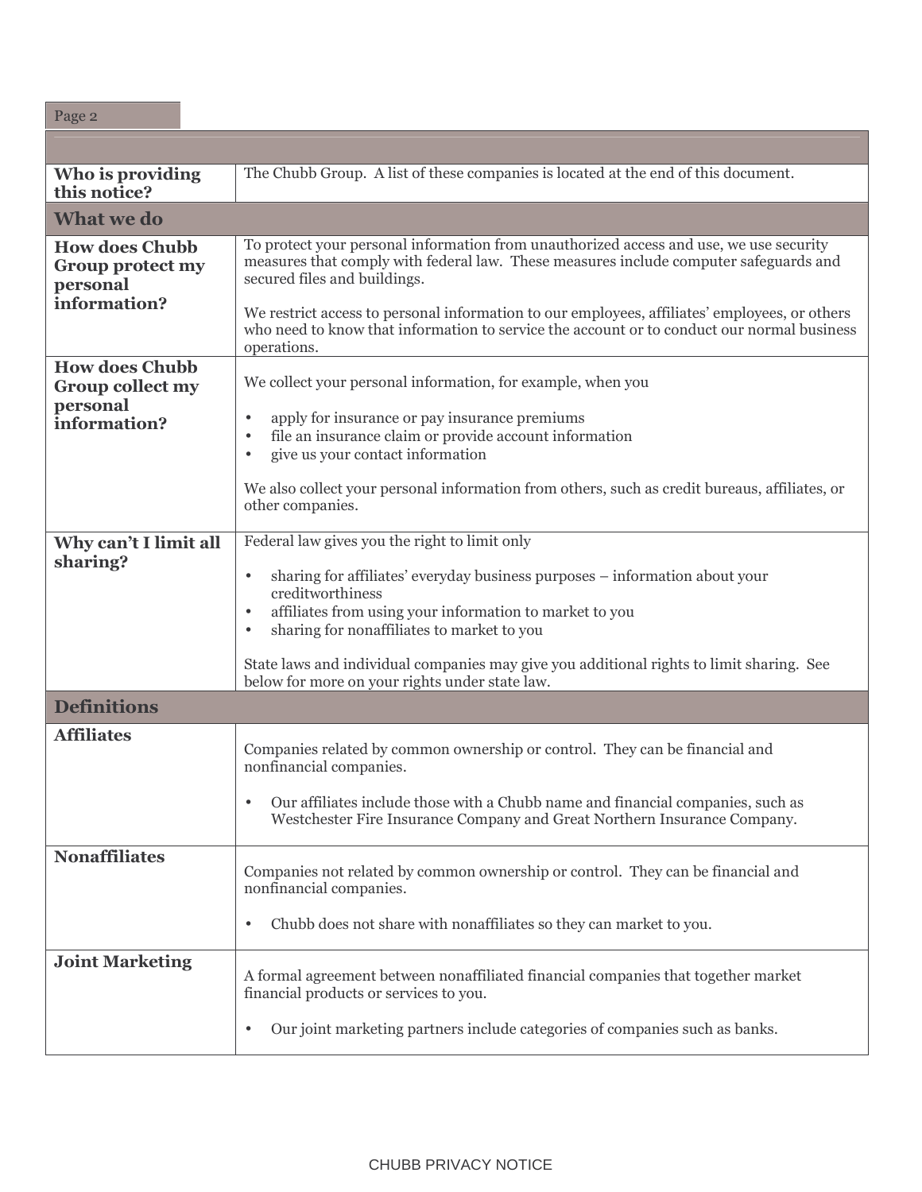| | |
|---|---|
| **Who is providing this notice?** | The Chubb Group. A list of these companies is located at the end of this document. |
| **What we do** | |
| **How does Chubb Group protect my personal information?** | To protect your personal information from unauthorized access and use, we use security measures that comply with federal law. These measures include computer safeguards and secured files and buildings.<br><br>We restrict access to personal information to our employees, affiliates' employees, or others who need to know that information to service the account or to conduct our normal business operations. |
| **How does Chubb Group collect my personal information?** | We collect your personal information, for example, when you<br><br>• apply for insurance or pay insurance premiums<br>• file an insurance claim or provide account information<br>• give us your contact information<br><br>We also collect your personal information from others, such as credit bureaus, affiliates, or other companies. |
| **Why can't I limit all sharing?** | Federal law gives you the right to limit only<br><br>• sharing for affiliates' everyday business purposes – information about your creditworthiness<br>• affiliates from using your information to market to you<br>• sharing for nonaffiliates to market to you<br><br>State laws and individual companies may give you additional rights to limit sharing. See below for more on your rights under state law. |
| **Definitions** | |
| **Affiliates** | Companies related by common ownership or control. They can be financial and nonfinancial companies.<br><br>• Our affiliates include those with a Chubb name and financial companies, such as Westchester Fire Insurance Company and Great Northern Insurance Company. |
| **Nonaffiliates** | Companies not related by common ownership or control. They can be financial and nonfinancial companies.<br><br>• Chubb does not share with nonaffiliates so they can market to you. |
| **Joint Marketing** | A formal agreement between nonaffiliated financial companies that together market financial products or services to you.<br><br>• Our joint marketing partners include categories of companies such as banks. |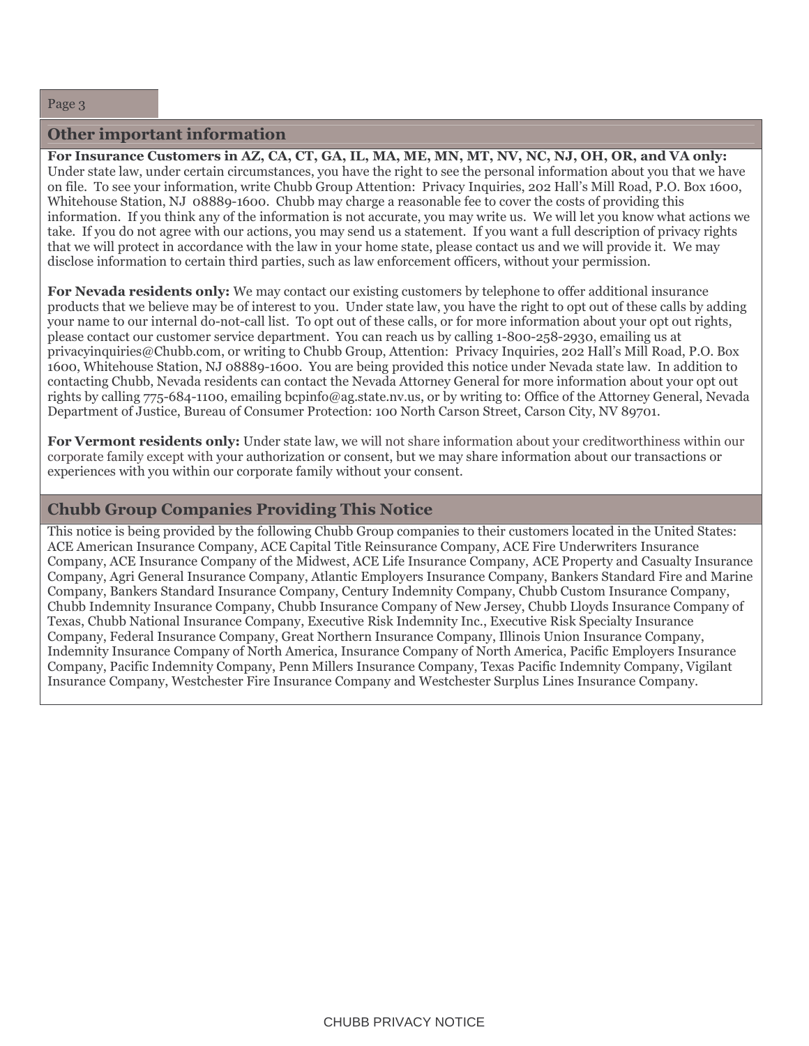## Other important information

**For Insurance Customers in AZ, CA, CT, GA, IL, MA, ME, MN, MT, NV, NC, NJ, OH, OR, and VA only:** Under state law, under certain circumstances, you have the right to see the personal information about you that we have on file. To see your information, write Chubb Group Attention: Privacy Inquiries, 202 Hall's Mill Road, P.O. Box 1600, Whitehouse Station, NJ 08889-1600. Chubb may charge a reasonable fee to cover the costs of providing this information. If you think any of the information is not accurate, you may write us. We will let you know what actions we take. If you do not agree with our actions, you may send us a statement. If you want a full description of privacy rights that we will protect in accordance with the law in your home state, please contact us and we will provide it. We may disclose information to certain third parties, such as law enforcement officers, without your permission.

**For Nevada residents only:** We may contact our existing customers by telephone to offer additional insurance products that we believe may be of interest to you. Under state law, you have the right to opt out of these calls by adding your name to our internal do-not-call list. To opt out of these calls, or for more information about your opt out rights, please contact our customer service department. You can reach us by calling 1-800-258-2930, emailing us at privacyinquiries@Chubb.com, or writing to Chubb Group, Attention: Privacy Inquiries, 202 Hall's Mill Road, P.O. Box 1600, Whitehouse Station, NJ 08889-1600. You are being provided this notice under Nevada state law. In addition to contacting Chubb, Nevada residents can contact the Nevada Attorney General for more information about your opt out rights by calling 775-684-1100, emailing bcpinfo@ag.state.nv.us, or by writing to: Office of the Attorney General, Nevada Department of Justice, Bureau of Consumer Protection: 100 North Carson Street, Carson City, NV 89701.

**For Vermont residents only:** Under state law, we will not share information about your creditworthiness within our corporate family except with your authorization or consent, but we may share information about our transactions or experiences with you within our corporate family without your consent.

## Chubb Group Companies Providing This Notice

This notice is being provided by the following Chubb Group companies to their customers located in the United States: ACE American Insurance Company, ACE Capital Title Reinsurance Company, ACE Fire Underwriters Insurance Company, ACE Insurance Company of the Midwest, ACE Life Insurance Company, ACE Property and Casualty Insurance Company, Agri General Insurance Company, Atlantic Employers Insurance Company, Bankers Standard Fire and Marine Company, Bankers Standard Insurance Company, Century Indemnity Company, Chubb Custom Insurance Company, Chubb Indemnity Insurance Company, Chubb Insurance Company of New Jersey, Chubb Lloyds Insurance Company of Texas, Chubb National Insurance Company, Executive Risk Indemnity Inc., Executive Risk Specialty Insurance Company, Federal Insurance Company, Great Northern Insurance Company, Illinois Union Insurance Company, Indemnity Insurance Company of North America, Insurance Company of North America, Pacific Employers Insurance Company, Pacific Indemnity Company, Penn Millers Insurance Company, Texas Pacific Indemnity Company, Vigilant Insurance Company, Westchester Fire Insurance Company and Westchester Surplus Lines Insurance Company.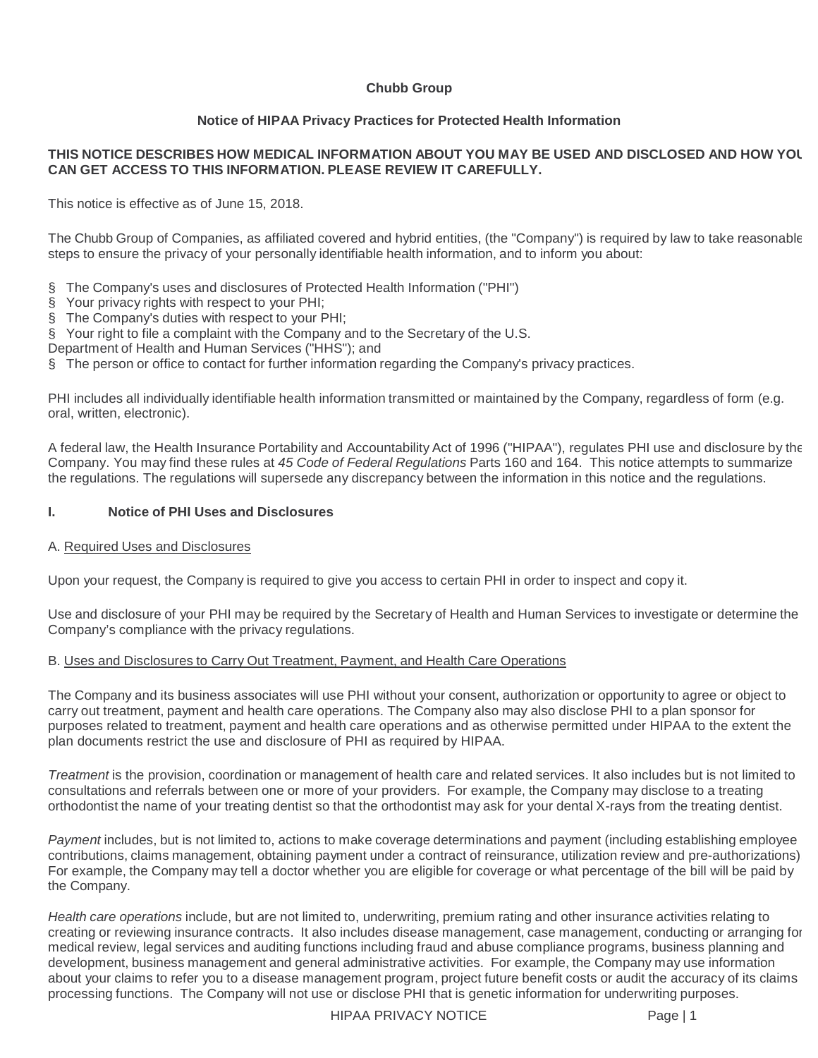**Chubb Group**

**Notice of HIPAA Privacy Practices for Protected Health Information**

**THIS NOTICE DESCRIBES HOW MEDICAL INFORMATION ABOUT YOU MAY BE USED AND DISCLOSED AND HOW YOU CAN GET ACCESS TO THIS INFORMATION. PLEASE REVIEW IT CAREFULLY.**

This notice is effective as of June 15, 2018.

The Chubb Group of Companies, as affiliated covered and hybrid entities, (the "Company") is required by law to take reasonable steps to ensure the privacy of your personally identifiable health information, and to inform you about:

- The Company's uses and disclosures of Protected Health Information ("PHI")
- Your privacy rights with respect to your PHI;
- The Company's duties with respect to your PHI;
- Your right to file a complaint with the Company and to the Secretary of the U.S. Department of Health and Human Services ("HHS"); and
- The person or office to contact for further information regarding the Company's privacy practices.

PHI includes all individually identifiable health information transmitted or maintained by the Company, regardless of form (e.g. oral, written, electronic).

A federal law, the Health Insurance Portability and Accountability Act of 1996 ("HIPAA"), regulates PHI use and disclosure by the Company. You may find these rules at *45 Code of Federal Regulations* Parts 160 and 164. This notice attempts to summarize the regulations. The regulations will supersede any discrepancy between the information in this notice and the regulations.

## I. Notice of PHI Uses and Disclosures

### A. Required Uses and Disclosures

Upon your request, the Company is required to give you access to certain PHI in order to inspect and copy it.

Use and disclosure of your PHI may be required by the Secretary of Health and Human Services to investigate or determine the Company's compliance with the privacy regulations.

### B. Uses and Disclosures to Carry Out Treatment, Payment, and Health Care Operations

The Company and its business associates will use PHI without your consent, authorization or opportunity to agree or object to carry out treatment, payment and health care operations. The Company also may also disclose PHI to a plan sponsor for purposes related to treatment, payment and health care operations and as otherwise permitted under HIPAA to the extent the plan documents restrict the use and disclosure of PHI as required by HIPAA.

*Treatment* is the provision, coordination or management of health care and related services. It also includes but is not limited to consultations and referrals between one or more of your providers. For example, the Company may disclose to a treating orthodontist the name of your treating dentist so that the orthodontist may ask for your dental X-rays from the treating dentist.

*Payment* includes, but is not limited to, actions to make coverage determinations and payment (including establishing employee contributions, claims management, obtaining payment under a contract of reinsurance, utilization review and pre-authorizations). For example, the Company may tell a doctor whether you are eligible for coverage or what percentage of the bill will be paid by the Company.

*Health care operations* include, but are not limited to, underwriting, premium rating and other insurance activities relating to creating or reviewing insurance contracts. It also includes disease management, case management, conducting or arranging for medical review, legal services and auditing functions including fraud and abuse compliance programs, business planning and development, business management and general administrative activities. For example, the Company may use information about your claims to refer you to a disease management program, project future benefit costs or audit the accuracy of its claims processing functions. The Company will not use or disclose PHI that is genetic information for underwriting purposes.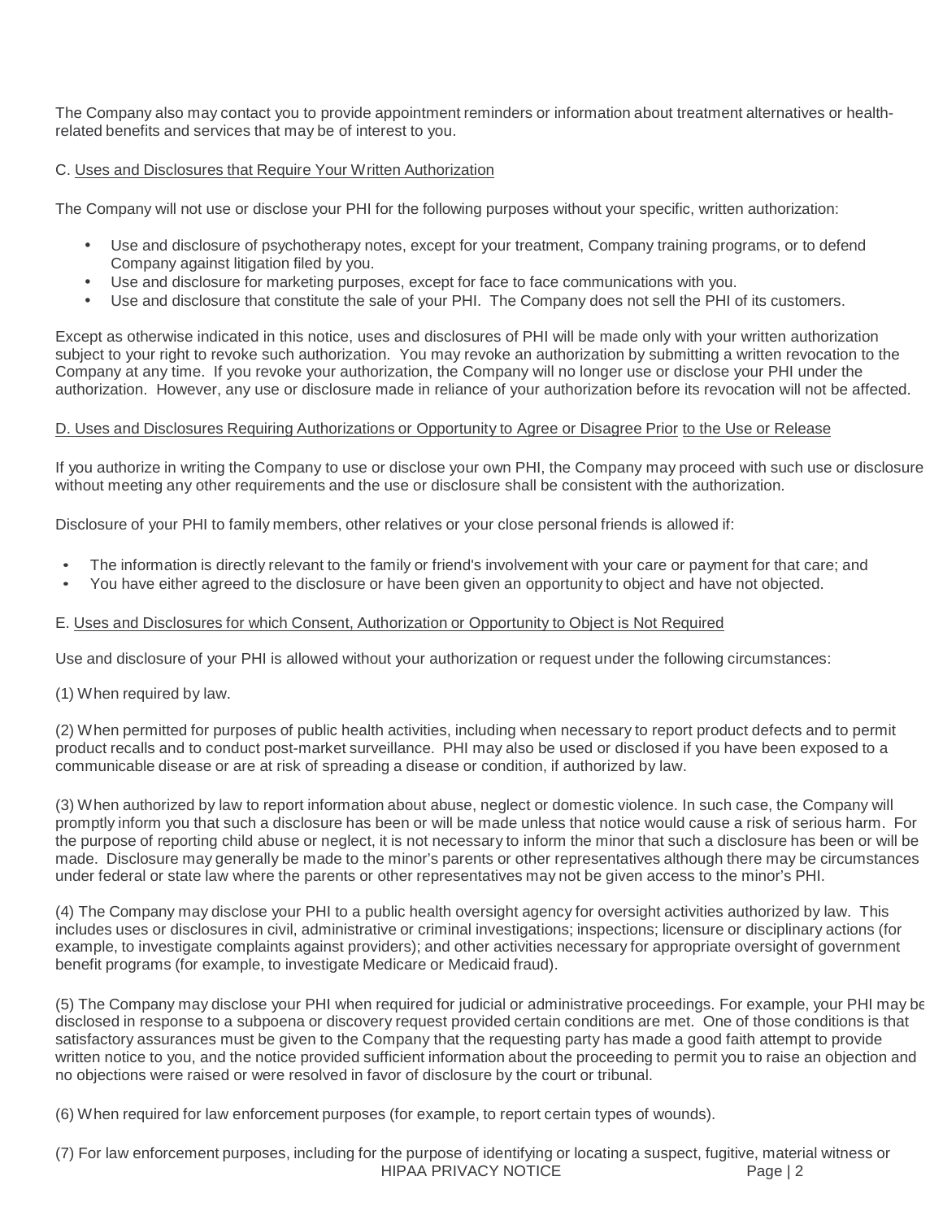The Company also may contact you to provide appointment reminders or information about treatment alternatives or health-related benefits and services that may be of interest to you.

C. Uses and Disclosures that Require Your Written Authorization

The Company will not use or disclose your PHI for the following purposes without your specific, written authorization:

- Use and disclosure of psychotherapy notes, except for your treatment, Company training programs, or to defend Company against litigation filed by you.
- Use and disclosure for marketing purposes, except for face to face communications with you.
- Use and disclosure that constitute the sale of your PHI. The Company does not sell the PHI of its customers.

Except as otherwise indicated in this notice, uses and disclosures of PHI will be made only with your written authorization subject to your right to revoke such authorization. You may revoke an authorization by submitting a written revocation to the Company at any time. If you revoke your authorization, the Company will no longer use or disclose your PHI under the authorization. However, any use or disclosure made in reliance of your authorization before its revocation will not be affected.

D. Uses and Disclosures Requiring Authorizations or Opportunity to Agree or Disagree Prior to the Use or Release

If you authorize in writing the Company to use or disclose your own PHI, the Company may proceed with such use or disclosure without meeting any other requirements and the use or disclosure shall be consistent with the authorization.

Disclosure of your PHI to family members, other relatives or your close personal friends is allowed if:

- The information is directly relevant to the family or friend's involvement with your care or payment for that care; and
- You have either agreed to the disclosure or have been given an opportunity to object and have not objected.

E. Uses and Disclosures for which Consent, Authorization or Opportunity to Object is Not Required

Use and disclosure of your PHI is allowed without your authorization or request under the following circumstances:

(1) When required by law.

(2) When permitted for purposes of public health activities, including when necessary to report product defects and to permit product recalls and to conduct post-market surveillance. PHI may also be used or disclosed if you have been exposed to a communicable disease or are at risk of spreading a disease or condition, if authorized by law.

(3) When authorized by law to report information about abuse, neglect or domestic violence. In such case, the Company will promptly inform you that such a disclosure has been or will be made unless that notice would cause a risk of serious harm. For the purpose of reporting child abuse or neglect, it is not necessary to inform the minor that such a disclosure has been or will be made. Disclosure may generally be made to the minor's parents or other representatives although there may be circumstances under federal or state law where the parents or other representatives may not be given access to the minor's PHI.

(4) The Company may disclose your PHI to a public health oversight agency for oversight activities authorized by law. This includes uses or disclosures in civil, administrative or criminal investigations; inspections; licensure or disciplinary actions (for example, to investigate complaints against providers); and other activities necessary for appropriate oversight of government benefit programs (for example, to investigate Medicare or Medicaid fraud).

(5) The Company may disclose your PHI when required for judicial or administrative proceedings. For example, your PHI may be disclosed in response to a subpoena or discovery request provided certain conditions are met. One of those conditions is that satisfactory assurances must be given to the Company that the requesting party has made a good faith attempt to provide written notice to you, and the notice provided sufficient information about the proceeding to permit you to raise an objection and no objections were raised or were resolved in favor of disclosure by the court or tribunal.

(6) When required for law enforcement purposes (for example, to report certain types of wounds).

(7) For law enforcement purposes, including for the purpose of identifying or locating a suspect, fugitive, material witness or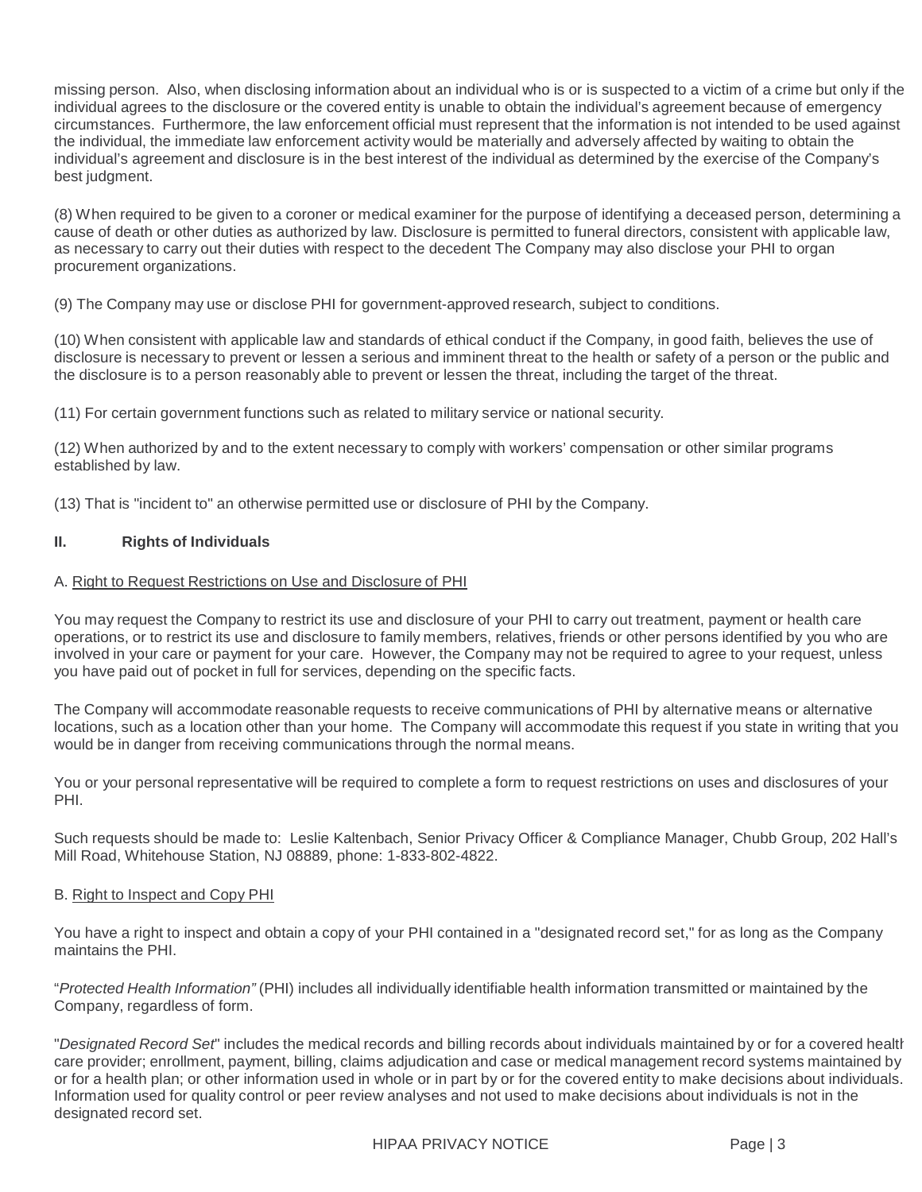missing person. Also, when disclosing information about an individual who is or is suspected to a victim of a crime but only if the individual agrees to the disclosure or the covered entity is unable to obtain the individual's agreement because of emergency circumstances. Furthermore, the law enforcement official must represent that the information is not intended to be used against the individual, the immediate law enforcement activity would be materially and adversely affected by waiting to obtain the individual's agreement and disclosure is in the best interest of the individual as determined by the exercise of the Company's best judgment.

(8) When required to be given to a coroner or medical examiner for the purpose of identifying a deceased person, determining a cause of death or other duties as authorized by law. Disclosure is permitted to funeral directors, consistent with applicable law, as necessary to carry out their duties with respect to the decedent The Company may also disclose your PHI to organ procurement organizations.

(9) The Company may use or disclose PHI for government-approved research, subject to conditions.

(10) When consistent with applicable law and standards of ethical conduct if the Company, in good faith, believes the use of disclosure is necessary to prevent or lessen a serious and imminent threat to the health or safety of a person or the public and the disclosure is to a person reasonably able to prevent or lessen the threat, including the target of the threat.

(11) For certain government functions such as related to military service or national security.

(12) When authorized by and to the extent necessary to comply with workers' compensation or other similar programs established by law.

(13) That is "incident to" an otherwise permitted use or disclosure of PHI by the Company.

## II. Rights of Individuals

### A. Right to Request Restrictions on Use and Disclosure of PHI

You may request the Company to restrict its use and disclosure of your PHI to carry out treatment, payment or health care operations, or to restrict its use and disclosure to family members, relatives, friends or other persons identified by you who are involved in your care or payment for your care. However, the Company may not be required to agree to your request, unless you have paid out of pocket in full for services, depending on the specific facts.

The Company will accommodate reasonable requests to receive communications of PHI by alternative means or alternative locations, such as a location other than your home. The Company will accommodate this request if you state in writing that you would be in danger from receiving communications through the normal means.

You or your personal representative will be required to complete a form to request restrictions on uses and disclosures of your PHI.

Such requests should be made to: Leslie Kaltenbach, Senior Privacy Officer & Compliance Manager, Chubb Group, 202 Hall's Mill Road, Whitehouse Station, NJ 08889, phone: 1-833-802-4822.

### B. Right to Inspect and Copy PHI

You have a right to inspect and obtain a copy of your PHI contained in a "designated record set," for as long as the Company maintains the PHI.

"*Protected Health Information"* (PHI) includes all individually identifiable health information transmitted or maintained by the Company, regardless of form.

"*Designated Record Set*" includes the medical records and billing records about individuals maintained by or for a covered health care provider; enrollment, payment, billing, claims adjudication and case or medical management record systems maintained by or for a health plan; or other information used in whole or in part by or for the covered entity to make decisions about individuals. Information used for quality control or peer review analyses and not used to make decisions about individuals is not in the designated record set.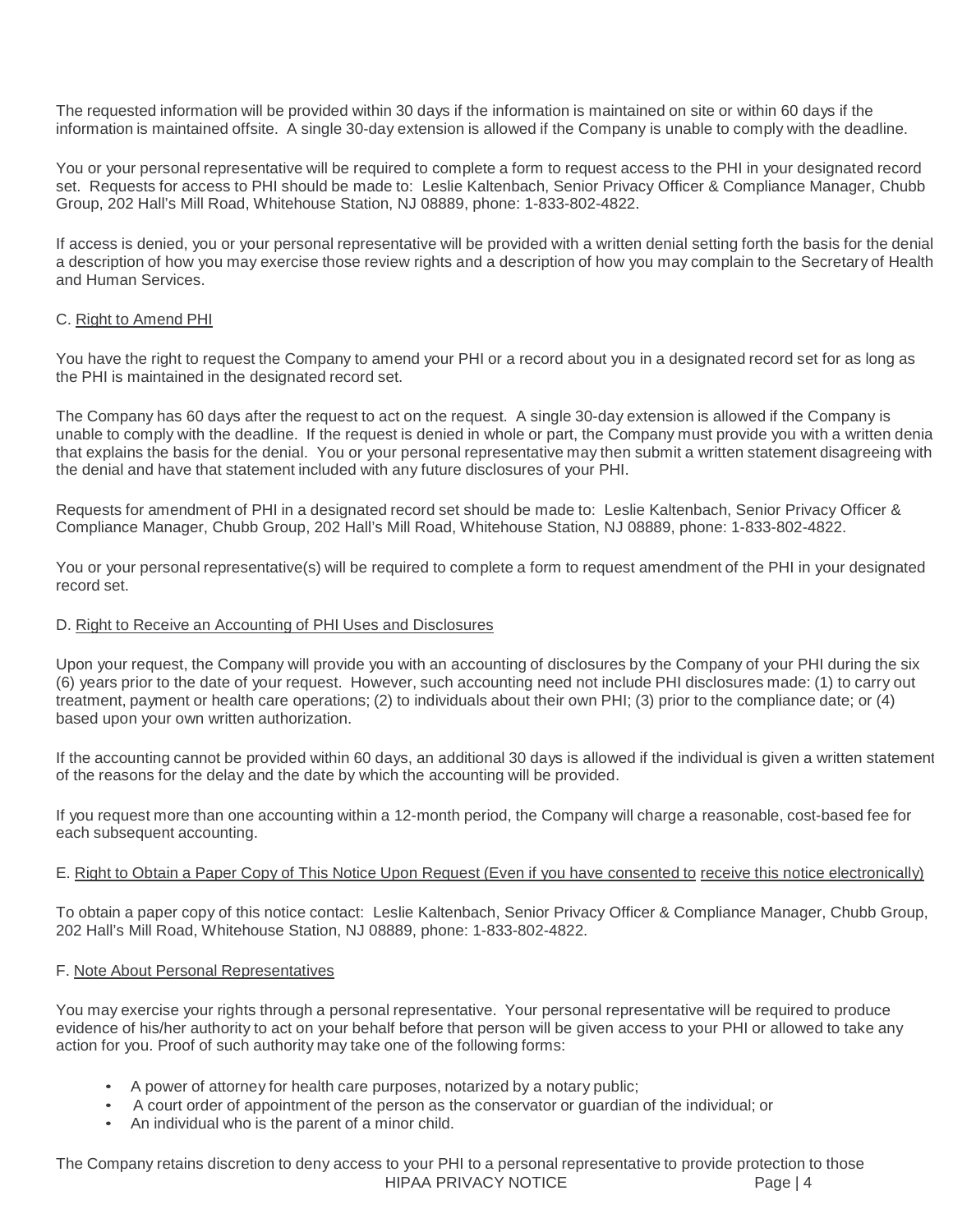The requested information will be provided within 30 days if the information is maintained on site or within 60 days if the information is maintained offsite. A single 30-day extension is allowed if the Company is unable to comply with the deadline.

You or your personal representative will be required to complete a form to request access to the PHI in your designated record set. Requests for access to PHI should be made to: Leslie Kaltenbach, Senior Privacy Officer & Compliance Manager, Chubb Group, 202 Hall's Mill Road, Whitehouse Station, NJ 08889, phone: 1-833-802-4822.

If access is denied, you or your personal representative will be provided with a written denial setting forth the basis for the denial a description of how you may exercise those review rights and a description of how you may complain to the Secretary of Health and Human Services.

C. Right to Amend PHI

You have the right to request the Company to amend your PHI or a record about you in a designated record set for as long as the PHI is maintained in the designated record set.

The Company has 60 days after the request to act on the request. A single 30-day extension is allowed if the Company is unable to comply with the deadline. If the request is denied in whole or part, the Company must provide you with a written denia that explains the basis for the denial. You or your personal representative may then submit a written statement disagreeing with the denial and have that statement included with any future disclosures of your PHI.

Requests for amendment of PHI in a designated record set should be made to: Leslie Kaltenbach, Senior Privacy Officer & Compliance Manager, Chubb Group, 202 Hall's Mill Road, Whitehouse Station, NJ 08889, phone: 1-833-802-4822.

You or your personal representative(s) will be required to complete a form to request amendment of the PHI in your designated record set.

D. Right to Receive an Accounting of PHI Uses and Disclosures

Upon your request, the Company will provide you with an accounting of disclosures by the Company of your PHI during the six (6) years prior to the date of your request. However, such accounting need not include PHI disclosures made: (1) to carry out treatment, payment or health care operations; (2) to individuals about their own PHI; (3) prior to the compliance date; or (4) based upon your own written authorization.

If the accounting cannot be provided within 60 days, an additional 30 days is allowed if the individual is given a written statement of the reasons for the delay and the date by which the accounting will be provided.

If you request more than one accounting within a 12-month period, the Company will charge a reasonable, cost-based fee for each subsequent accounting.

E. Right to Obtain a Paper Copy of This Notice Upon Request (Even if you have consented to receive this notice electronically)

To obtain a paper copy of this notice contact: Leslie Kaltenbach, Senior Privacy Officer & Compliance Manager, Chubb Group, 202 Hall's Mill Road, Whitehouse Station, NJ 08889, phone: 1-833-802-4822.

F. Note About Personal Representatives

You may exercise your rights through a personal representative. Your personal representative will be required to produce evidence of his/her authority to act on your behalf before that person will be given access to your PHI or allowed to take any action for you. Proof of such authority may take one of the following forms:

- A power of attorney for health care purposes, notarized by a notary public;
- A court order of appointment of the person as the conservator or guardian of the individual; or
- An individual who is the parent of a minor child.

The Company retains discretion to deny access to your PHI to a personal representative to provide protection to those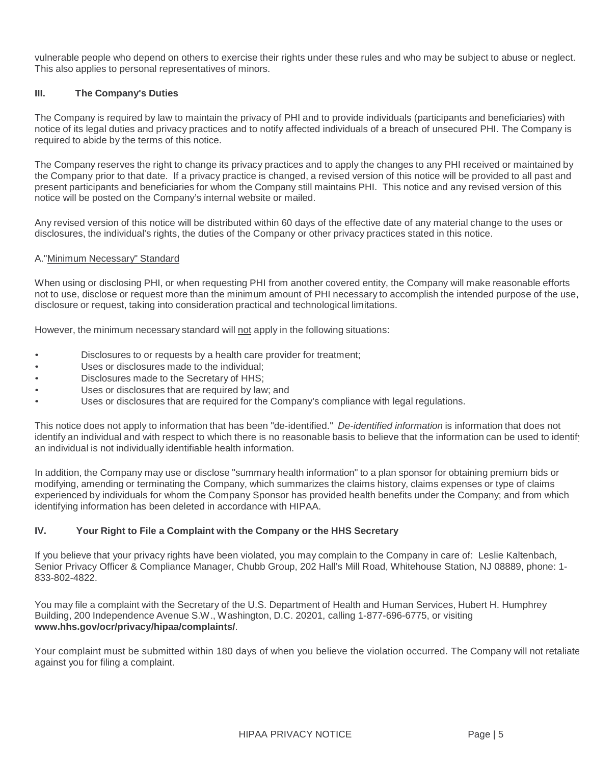vulnerable people who depend on others to exercise their rights under these rules and who may be subject to abuse or neglect. This also applies to personal representatives of minors.

## III. The Company's Duties

The Company is required by law to maintain the privacy of PHI and to provide individuals (participants and beneficiaries) with notice of its legal duties and privacy practices and to notify affected individuals of a breach of unsecured PHI. The Company is required to abide by the terms of this notice.

The Company reserves the right to change its privacy practices and to apply the changes to any PHI received or maintained by the Company prior to that date. If a privacy practice is changed, a revised version of this notice will be provided to all past and present participants and beneficiaries for whom the Company still maintains PHI. This notice and any revised version of this notice will be posted on the Company's internal website or mailed.

Any revised version of this notice will be distributed within 60 days of the effective date of any material change to the uses or disclosures, the individual's rights, the duties of the Company or other privacy practices stated in this notice.

A."Minimum Necessary" Standard

When using or disclosing PHI, or when requesting PHI from another covered entity, the Company will make reasonable efforts not to use, disclose or request more than the minimum amount of PHI necessary to accomplish the intended purpose of the use, disclosure or request, taking into consideration practical and technological limitations.

However, the minimum necessary standard will not apply in the following situations:

- Disclosures to or requests by a health care provider for treatment;
- Uses or disclosures made to the individual;
- Disclosures made to the Secretary of HHS;
- Uses or disclosures that are required by law; and
- Uses or disclosures that are required for the Company's compliance with legal regulations.

This notice does not apply to information that has been "de-identified." *De-identified information* is information that does not identify an individual and with respect to which there is no reasonable basis to believe that the information can be used to identify an individual is not individually identifiable health information.

In addition, the Company may use or disclose "summary health information" to a plan sponsor for obtaining premium bids or modifying, amending or terminating the Company, which summarizes the claims history, claims expenses or type of claims experienced by individuals for whom the Company Sponsor has provided health benefits under the Company; and from which identifying information has been deleted in accordance with HIPAA.

## IV. Your Right to File a Complaint with the Company or the HHS Secretary

If you believe that your privacy rights have been violated, you may complain to the Company in care of: Leslie Kaltenbach, Senior Privacy Officer & Compliance Manager, Chubb Group, 202 Hall's Mill Road, Whitehouse Station, NJ 08889, phone: 1-833-802-4822.

You may file a complaint with the Secretary of the U.S. Department of Health and Human Services, Hubert H. Humphrey Building, 200 Independence Avenue S.W., Washington, D.C. 20201, calling 1-877-696-6775, or visiting **www.hhs.gov/ocr/privacy/hipaa/complaints/**.

Your complaint must be submitted within 180 days of when you believe the violation occurred. The Company will not retaliate against you for filing a complaint.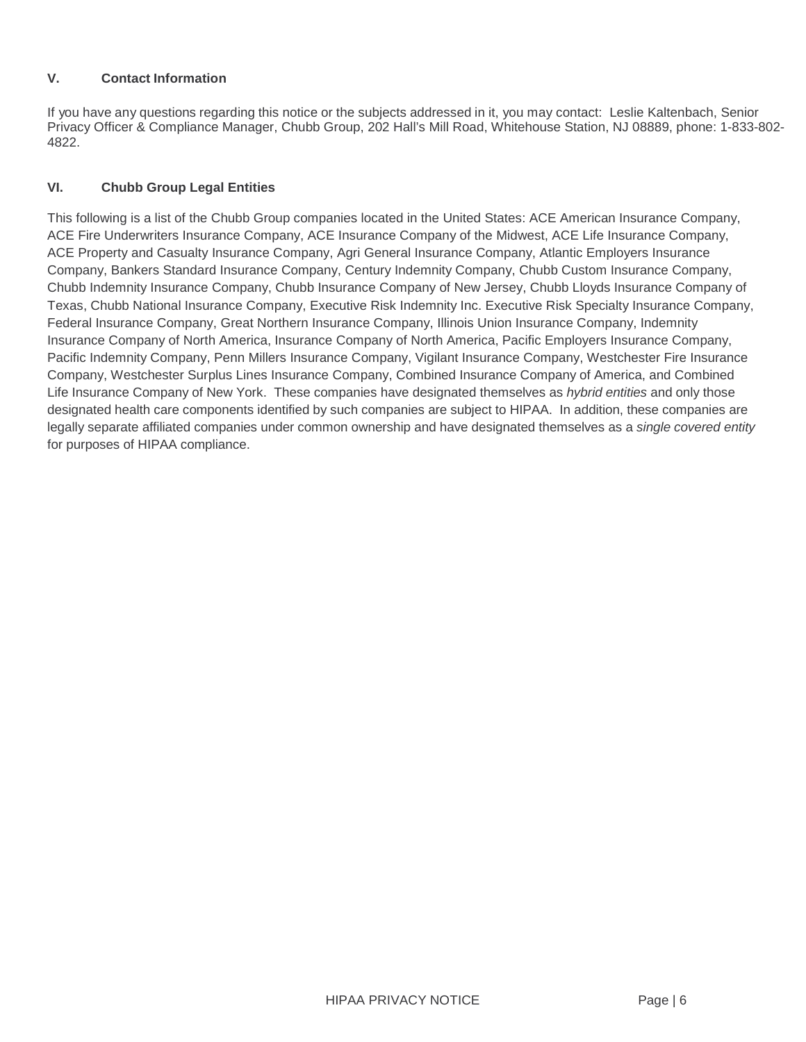## V. Contact Information

If you have any questions regarding this notice or the subjects addressed in it, you may contact: Leslie Kaltenbach, Senior Privacy Officer & Compliance Manager, Chubb Group, 202 Hall's Mill Road, Whitehouse Station, NJ 08889, phone: 1-833-802-4822.

## VI. Chubb Group Legal Entities

This following is a list of the Chubb Group companies located in the United States: ACE American Insurance Company, ACE Fire Underwriters Insurance Company, ACE Insurance Company of the Midwest, ACE Life Insurance Company, ACE Property and Casualty Insurance Company, Agri General Insurance Company, Atlantic Employers Insurance Company, Bankers Standard Insurance Company, Century Indemnity Company, Chubb Custom Insurance Company, Chubb Indemnity Insurance Company, Chubb Insurance Company of New Jersey, Chubb Lloyds Insurance Company of Texas, Chubb National Insurance Company, Executive Risk Indemnity Inc. Executive Risk Specialty Insurance Company, Federal Insurance Company, Great Northern Insurance Company, Illinois Union Insurance Company, Indemnity Insurance Company of North America, Insurance Company of North America, Pacific Employers Insurance Company, Pacific Indemnity Company, Penn Millers Insurance Company, Vigilant Insurance Company, Westchester Fire Insurance Company, Westchester Surplus Lines Insurance Company, Combined Insurance Company of America, and Combined Life Insurance Company of New York. These companies have designated themselves as *hybrid entities* and only those designated health care components identified by such companies are subject to HIPAA. In addition, these companies are legally separate affiliated companies under common ownership and have designated themselves as a *single covered entity* for purposes of HIPAA compliance.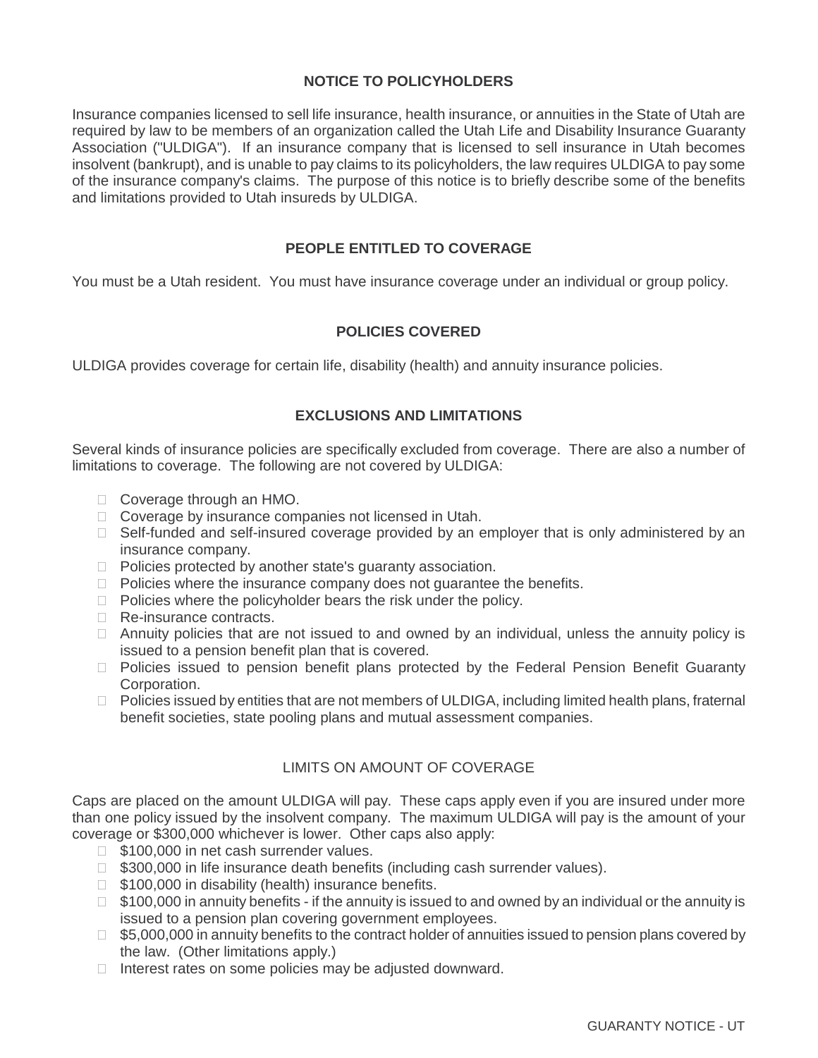## NOTICE TO POLICYHOLDERS

Insurance companies licensed to sell life insurance, health insurance, or annuities in the State of Utah are required by law to be members of an organization called the Utah Life and Disability Insurance Guaranty Association ("ULDIGA"). If an insurance company that is licensed to sell insurance in Utah becomes insolvent (bankrupt), and is unable to pay claims to its policyholders, the law requires ULDIGA to pay some of the insurance company's claims. The purpose of this notice is to briefly describe some of the benefits and limitations provided to Utah insureds by ULDIGA.

## PEOPLE ENTITLED TO COVERAGE

You must be a Utah resident. You must have insurance coverage under an individual or group policy.

## POLICIES COVERED

ULDIGA provides coverage for certain life, disability (health) and annuity insurance policies.

## EXCLUSIONS AND LIMITATIONS

Several kinds of insurance policies are specifically excluded from coverage. There are also a number of limitations to coverage. The following are not covered by ULDIGA:

- Coverage through an HMO.
- Coverage by insurance companies not licensed in Utah.
- Self-funded and self-insured coverage provided by an employer that is only administered by an insurance company.
- Policies protected by another state's guaranty association.
- Policies where the insurance company does not guarantee the benefits.
- Policies where the policyholder bears the risk under the policy.
- Re-insurance contracts.
- Annuity policies that are not issued to and owned by an individual, unless the annuity policy is issued to a pension benefit plan that is covered.
- Policies issued to pension benefit plans protected by the Federal Pension Benefit Guaranty Corporation.
- Policies issued by entities that are not members of ULDIGA, including limited health plans, fraternal benefit societies, state pooling plans and mutual assessment companies.

## LIMITS ON AMOUNT OF COVERAGE

Caps are placed on the amount ULDIGA will pay. These caps apply even if you are insured under more than one policy issued by the insolvent company. The maximum ULDIGA will pay is the amount of your coverage or $300,000 whichever is lower. Other caps also apply:

- $100,000 in net cash surrender values.
- $300,000 in life insurance death benefits (including cash surrender values).
- $100,000 in disability (health) insurance benefits.
- $100,000 in annuity benefits - if the annuity is issued to and owned by an individual or the annuity is issued to a pension plan covering government employees.
- $5,000,000 in annuity benefits to the contract holder of annuities issued to pension plans covered by the law. (Other limitations apply.)
- Interest rates on some policies may be adjusted downward.

GUARANTY NOTICE - UT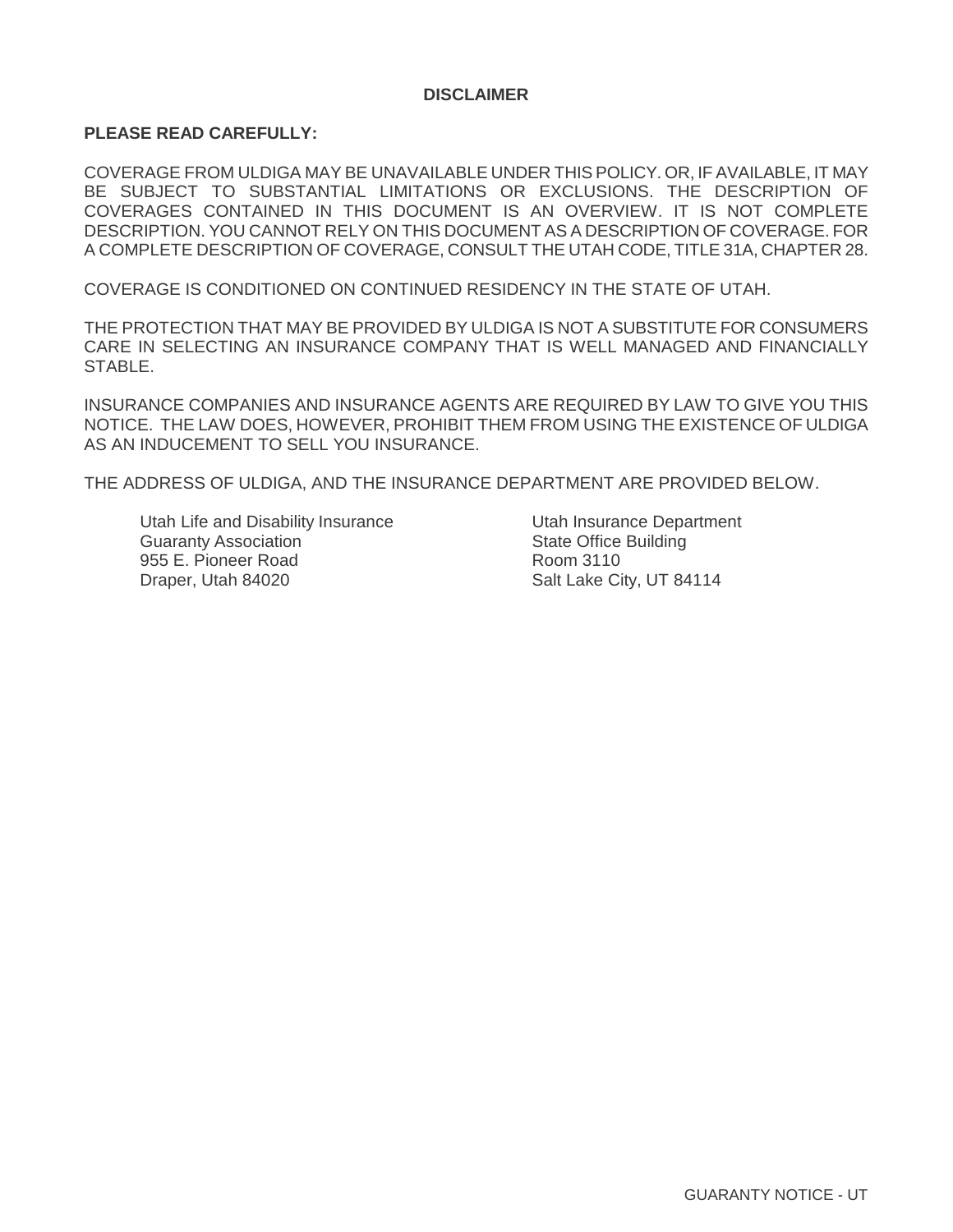## DISCLAIMER

**PLEASE READ CAREFULLY:**

COVERAGE FROM ULDIGA MAY BE UNAVAILABLE UNDER THIS POLICY. OR, IF AVAILABLE, IT MAY BE SUBJECT TO SUBSTANTIAL LIMITATIONS OR EXCLUSIONS. THE DESCRIPTION OF COVERAGES CONTAINED IN THIS DOCUMENT IS AN OVERVIEW. IT IS NOT COMPLETE DESCRIPTION. YOU CANNOT RELY ON THIS DOCUMENT AS A DESCRIPTION OF COVERAGE. FOR A COMPLETE DESCRIPTION OF COVERAGE, CONSULT THE UTAH CODE, TITLE 31A, CHAPTER 28.

COVERAGE IS CONDITIONED ON CONTINUED RESIDENCY IN THE STATE OF UTAH.

THE PROTECTION THAT MAY BE PROVIDED BY ULDIGA IS NOT A SUBSTITUTE FOR CONSUMERS CARE IN SELECTING AN INSURANCE COMPANY THAT IS WELL MANAGED AND FINANCIALLY STABLE.

INSURANCE COMPANIES AND INSURANCE AGENTS ARE REQUIRED BY LAW TO GIVE YOU THIS NOTICE. THE LAW DOES, HOWEVER, PROHIBIT THEM FROM USING THE EXISTENCE OF ULDIGA AS AN INDUCEMENT TO SELL YOU INSURANCE.

THE ADDRESS OF ULDIGA, AND THE INSURANCE DEPARTMENT ARE PROVIDED BELOW.

Utah Life and Disability Insurance
Guaranty Association
955 E. Pioneer Road
Draper, Utah 84020

Utah Insurance Department
State Office Building
Room 3110
Salt Lake City, UT 84114

GUARANTY NOTICE - UT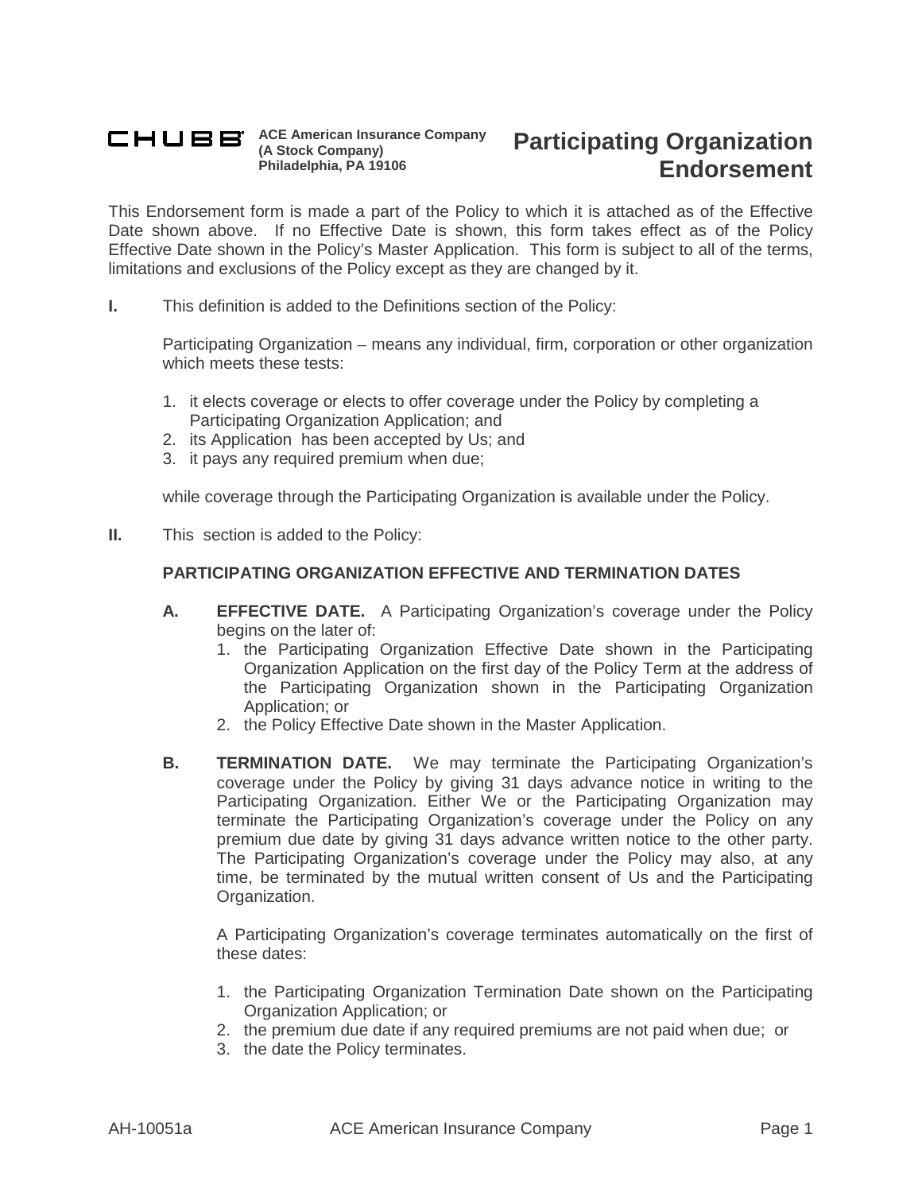CHUBB ACE American Insurance Company
(A Stock Company)
Philadelphia, PA 19106

# Participating Organization Endorsement

This Endorsement form is made a part of the Policy to which it is attached as of the Effective Date shown above. If no Effective Date is shown, this form takes effect as of the Policy Effective Date shown in the Policy's Master Application. This form is subject to all of the terms, limitations and exclusions of the Policy except as they are changed by it.

**I.** This definition is added to the Definitions section of the Policy:

Participating Organization – means any individual, firm, corporation or other organization which meets these tests:

1. it elects coverage or elects to offer coverage under the Policy by completing a Participating Organization Application; and
2. its Application has been accepted by Us; and
3. it pays any required premium when due;

while coverage through the Participating Organization is available under the Policy.

**II.** This section is added to the Policy:

**PARTICIPATING ORGANIZATION EFFECTIVE AND TERMINATION DATES**

**A. EFFECTIVE DATE.** A Participating Organization's coverage under the Policy begins on the later of:

1. the Participating Organization Effective Date shown in the Participating Organization Application on the first day of the Policy Term at the address of the Participating Organization shown in the Participating Organization Application; or
2. the Policy Effective Date shown in the Master Application.

**B. TERMINATION DATE.** We may terminate the Participating Organization's coverage under the Policy by giving 31 days advance notice in writing to the Participating Organization. Either We or the Participating Organization may terminate the Participating Organization's coverage under the Policy on any premium due date by giving 31 days advance written notice to the other party. The Participating Organization's coverage under the Policy may also, at any time, be terminated by the mutual written consent of Us and the Participating Organization.

A Participating Organization's coverage terminates automatically on the first of these dates:

1. the Participating Organization Termination Date shown on the Participating Organization Application; or
2. the premium due date if any required premiums are not paid when due; or
3. the date the Policy terminates.

AH-10051a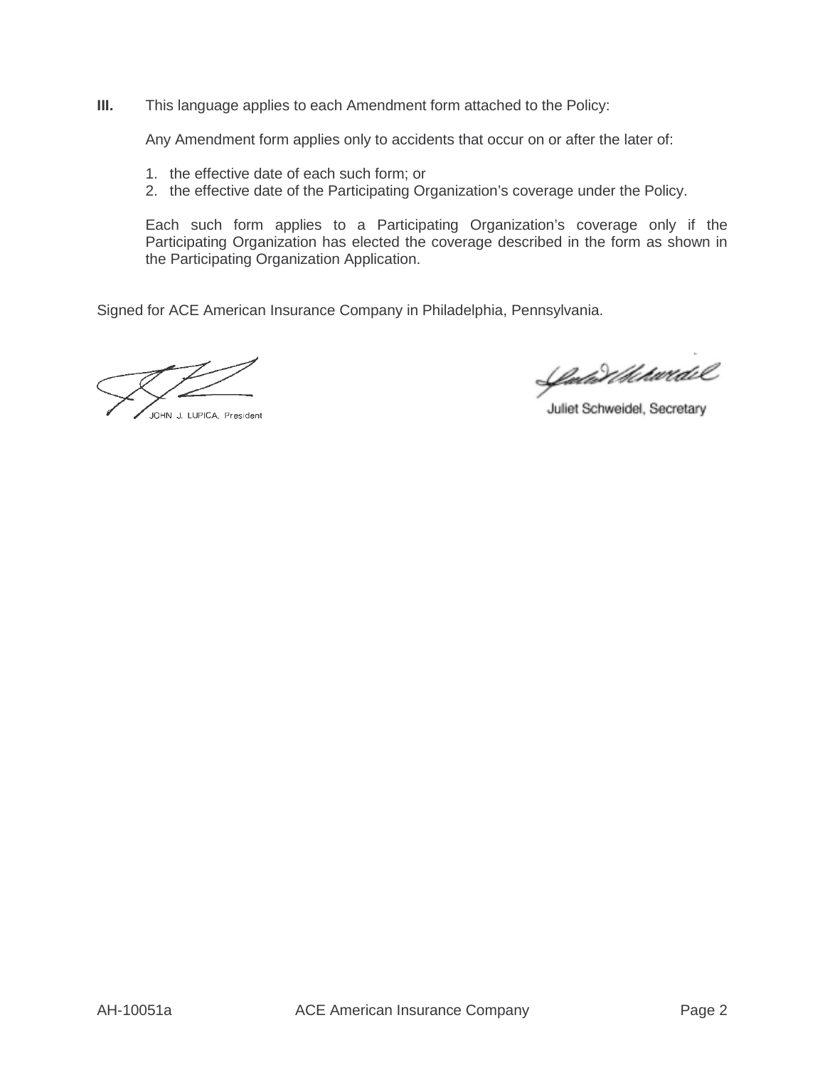**III.** This language applies to each Amendment form attached to the Policy:

Any Amendment form applies only to accidents that occur on or after the later of:

1. the effective date of each such form; or
2. the effective date of the Participating Organization's coverage under the Policy.

Each such form applies to a Participating Organization's coverage only if the Participating Organization has elected the coverage described in the form as shown in the Participating Organization Application.

Signed for ACE American Insurance Company in Philadelphia, Pennsylvania.

JOHN J. LUPICA, President

Juliet Schweidel, Secretary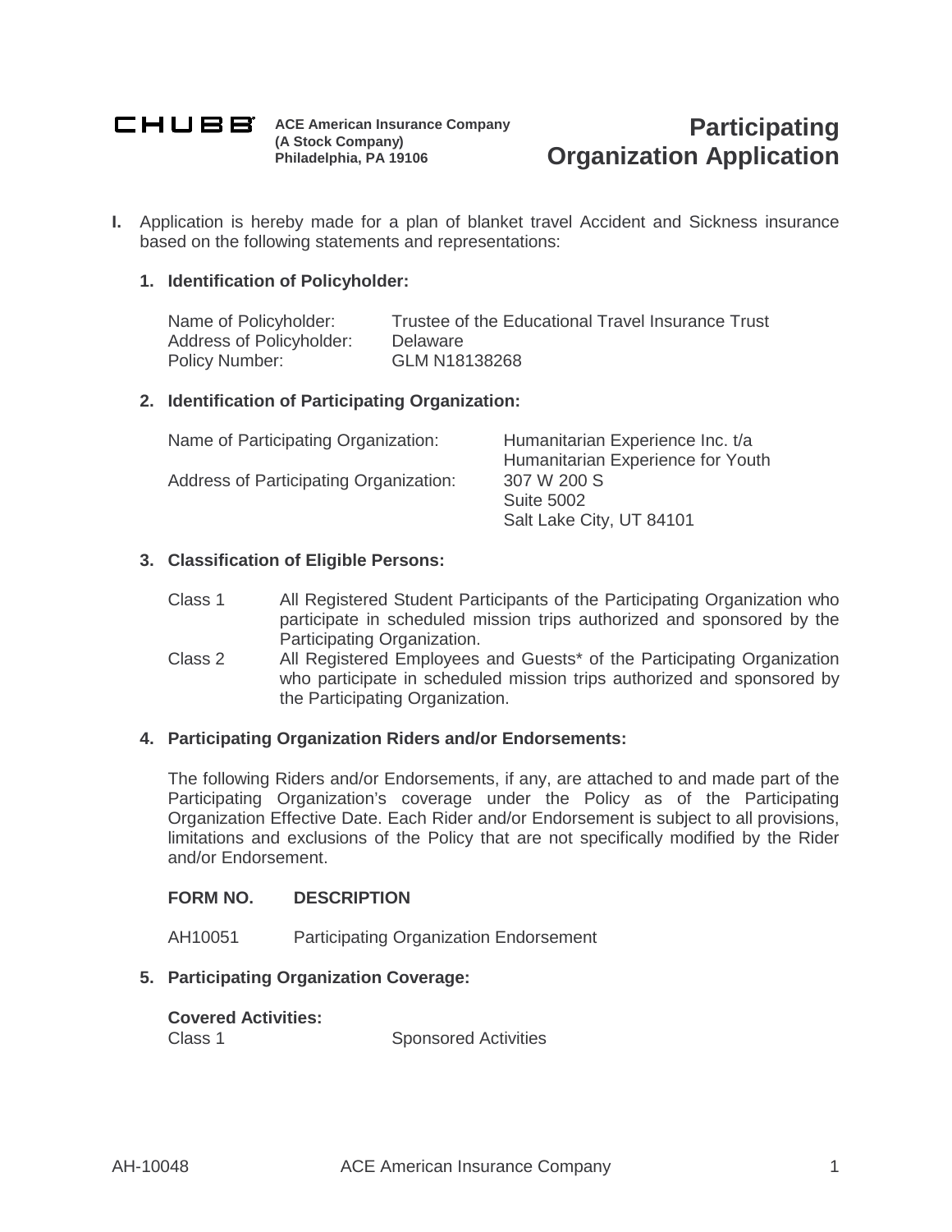**CHUBB** **ACE American Insurance Company**
**(A Stock Company)**
**Philadelphia, PA 19106**

# Participating Organization Application

**I.** Application is hereby made for a plan of blanket travel Accident and Sickness insurance based on the following statements and representations:

**1. Identification of Policyholder:**

| | |
|---|---|
| Name of Policyholder: | Trustee of the Educational Travel Insurance Trust |
| Address of Policyholder: | Delaware |
| Policy Number: | GLM N18138268 |

**2. Identification of Participating Organization:**

| | |
|---|---|
| Name of Participating Organization: | Humanitarian Experience Inc. t/a Humanitarian Experience for Youth |
| Address of Participating Organization: | 307 W 200 S<br>Suite 5002<br>Salt Lake City, UT 84101 |

**3. Classification of Eligible Persons:**

Class 1 — All Registered Student Participants of the Participating Organization who participate in scheduled mission trips authorized and sponsored by the Participating Organization.

Class 2 — All Registered Employees and Guests* of the Participating Organization who participate in scheduled mission trips authorized and sponsored by the Participating Organization.

**4. Participating Organization Riders and/or Endorsements:**

The following Riders and/or Endorsements, if any, are attached to and made part of the Participating Organization's coverage under the Policy as of the Participating Organization Effective Date. Each Rider and/or Endorsement is subject to all provisions, limitations and exclusions of the Policy that are not specifically modified by the Rider and/or Endorsement.

| FORM NO. | DESCRIPTION |
|---|---|
| AH10051 | Participating Organization Endorsement |

**5. Participating Organization Coverage:**

**Covered Activities:**

Class 1 — Sponsored Activities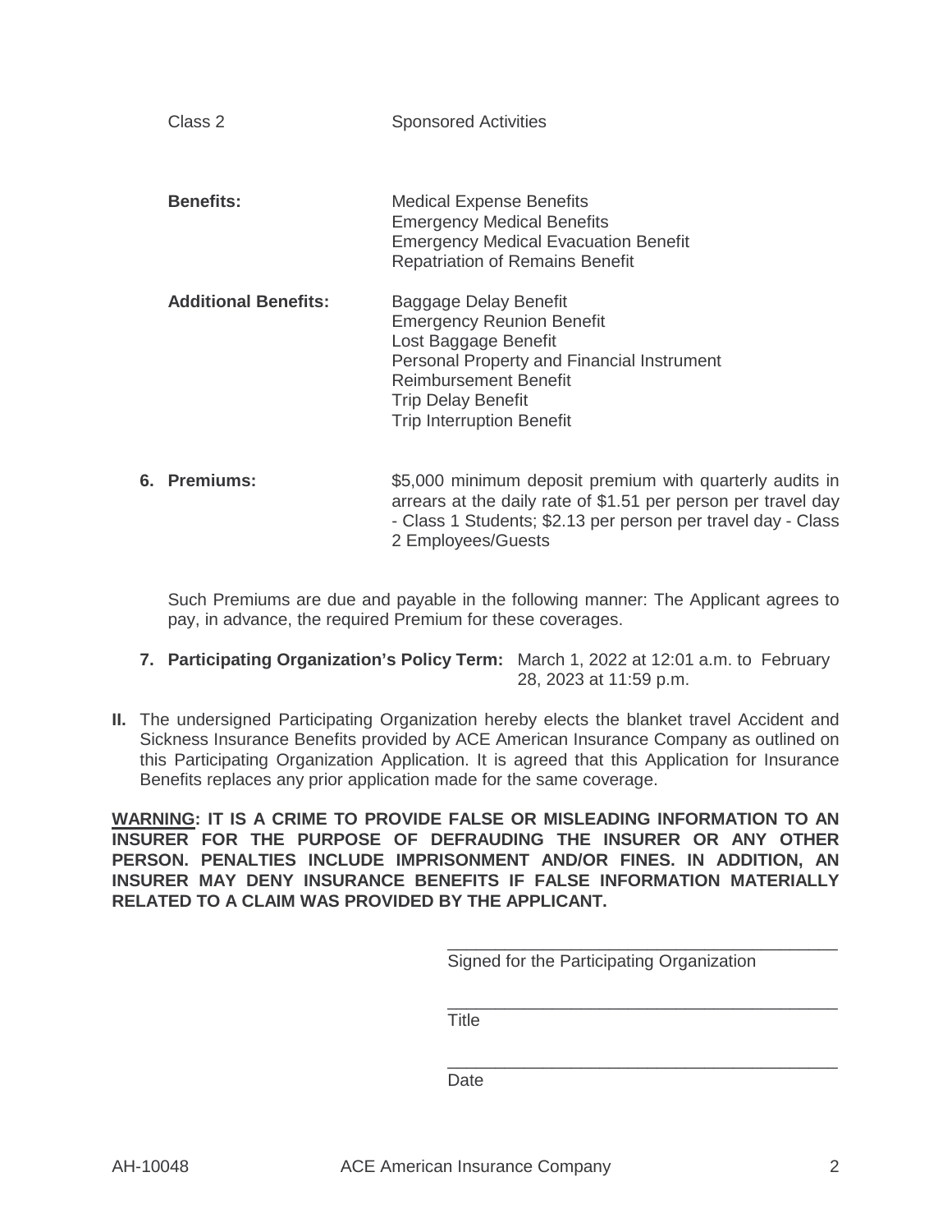Class 2 — Sponsored Activities

**Benefits:**
- Medical Expense Benefits
- Emergency Medical Benefits
- Emergency Medical Evacuation Benefit
- Repatriation of Remains Benefit

**Additional Benefits:**
- Baggage Delay Benefit
- Emergency Reunion Benefit
- Lost Baggage Benefit
- Personal Property and Financial Instrument Reimbursement Benefit
- Trip Delay Benefit
- Trip Interruption Benefit

**6. Premiums:** $5,000 minimum deposit premium with quarterly audits in arrears at the daily rate of $1.51 per person per travel day - Class 1 Students; $2.13 per person per travel day - Class 2 Employees/Guests

Such Premiums are due and payable in the following manner: The Applicant agrees to pay, in advance, the required Premium for these coverages.

**7. Participating Organization's Policy Term:** March 1, 2022 at 12:01 a.m. to February 28, 2023 at 11:59 p.m.

**II.** The undersigned Participating Organization hereby elects the blanket travel Accident and Sickness Insurance Benefits provided by ACE American Insurance Company as outlined on this Participating Organization Application. It is agreed that this Application for Insurance Benefits replaces any prior application made for the same coverage.

**WARNING: IT IS A CRIME TO PROVIDE FALSE OR MISLEADING INFORMATION TO AN INSURER FOR THE PURPOSE OF DEFRAUDING THE INSURER OR ANY OTHER PERSON. PENALTIES INCLUDE IMPRISONMENT AND/OR FINES. IN ADDITION, AN INSURER MAY DENY INSURANCE BENEFITS IF FALSE INFORMATION MATERIALLY RELATED TO A CLAIM WAS PROVIDED BY THE APPLICANT.**

\_\_\_\_\_\_\_\_\_\_\_\_\_\_\_\_\_\_\_\_\_\_\_\_\_\_\_\_\_\_\_\_\_\_\_\_\_\_\_\_
Signed for the Participating Organization

\_\_\_\_\_\_\_\_\_\_\_\_\_\_\_\_\_\_\_\_\_\_\_\_\_\_\_\_\_\_\_\_\_\_\_\_\_\_\_\_
Title

\_\_\_\_\_\_\_\_\_\_\_\_\_\_\_\_\_\_\_\_\_\_\_\_\_\_\_\_\_\_\_\_\_\_\_\_\_\_\_\_
Date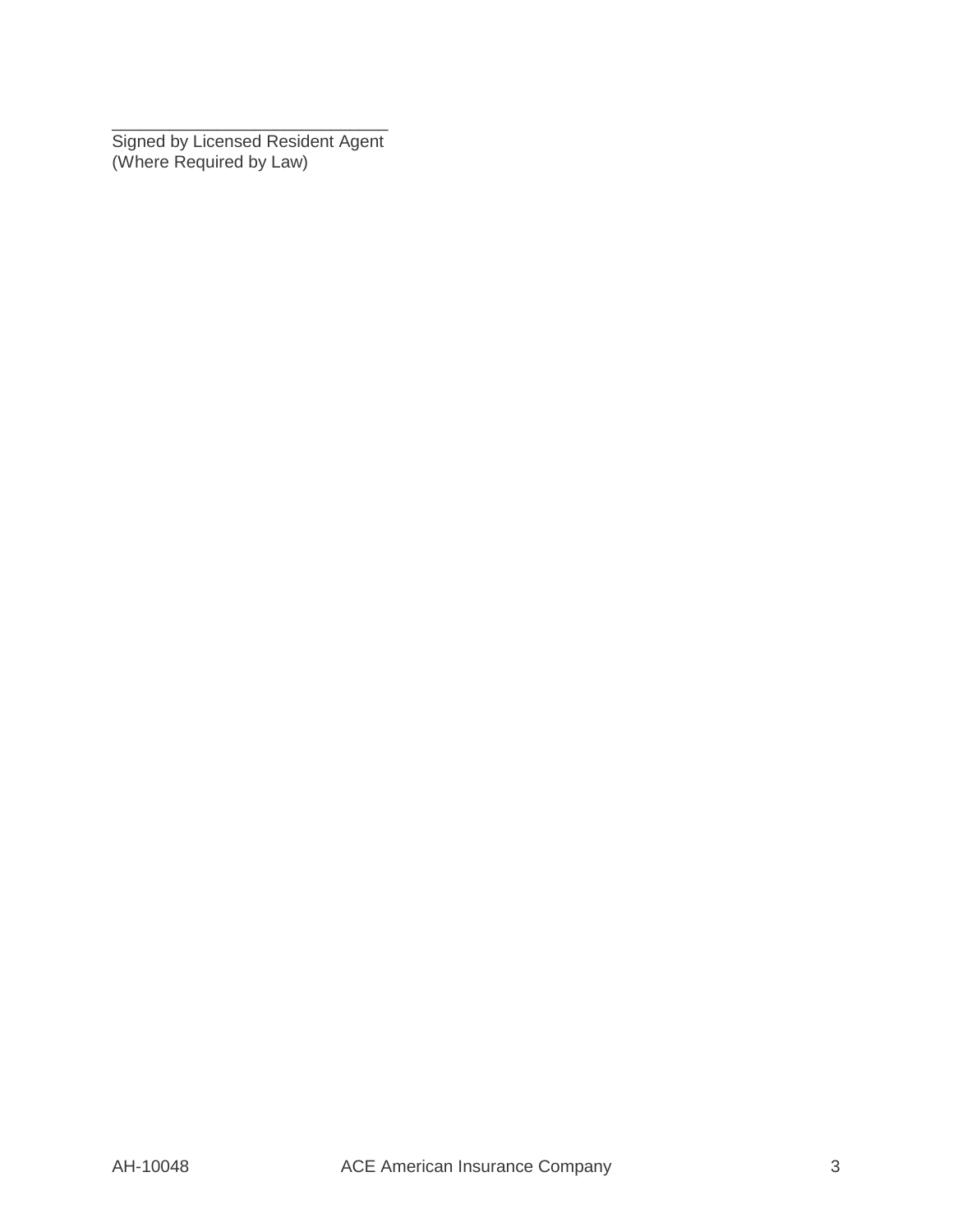\_\_\_\_\_\_\_\_\_\_\_\_\_\_\_\_\_\_\_\_\_\_\_\_\_\_\_\_\_\_

Signed by Licensed Resident Agent
(Where Required by Law)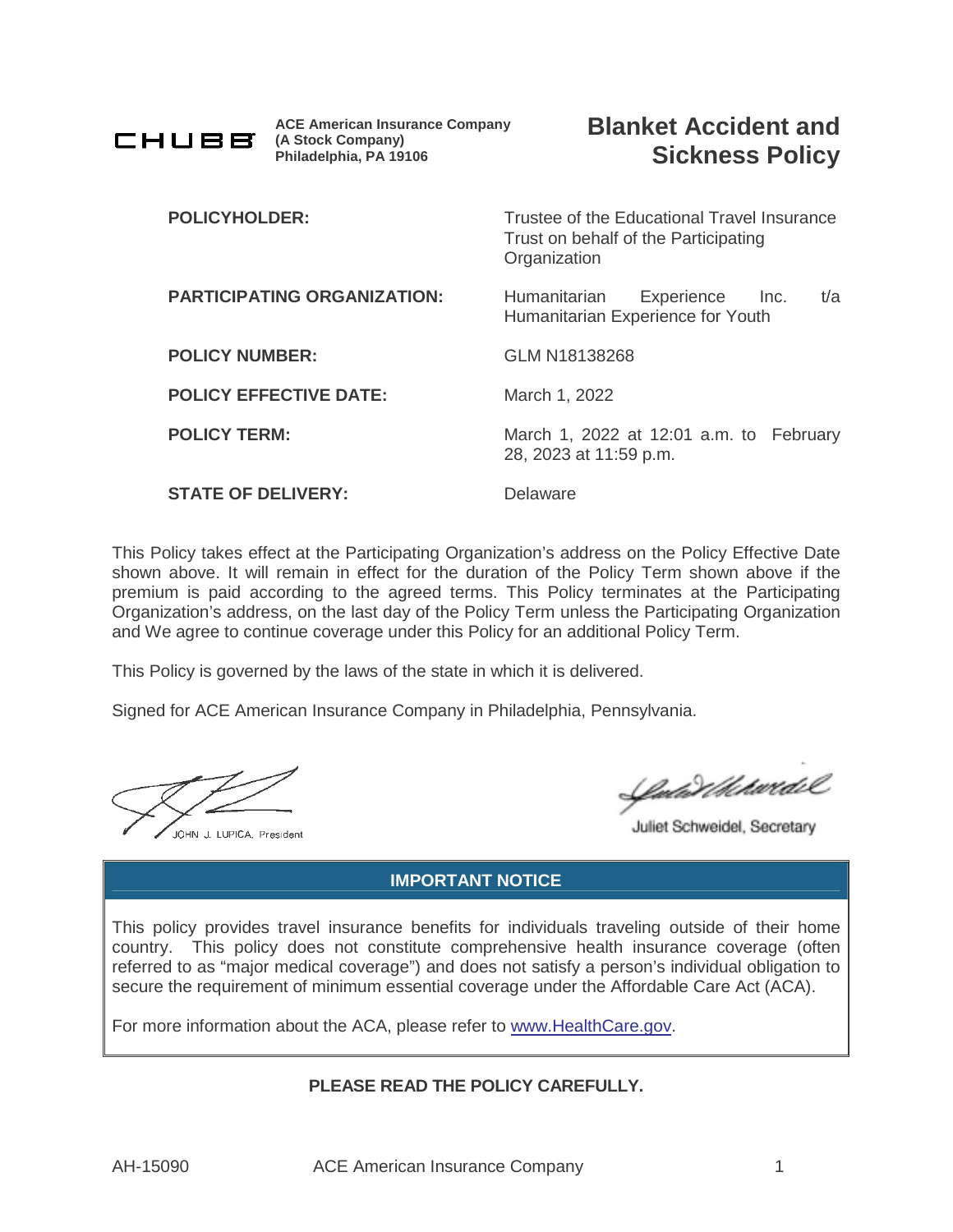CHUBB

**ACE American Insurance Company**
**(A Stock Company)**
**Philadelphia, PA 19106**

# Blanket Accident and Sickness Policy

| | |
|---|---|
| **POLICYHOLDER:** | Trustee of the Educational Travel Insurance Trust on behalf of the Participating Organization |
| **PARTICIPATING ORGANIZATION:** | Humanitarian Experience Inc. t/a Humanitarian Experience for Youth |
| **POLICY NUMBER:** | GLM N18138268 |
| **POLICY EFFECTIVE DATE:** | March 1, 2022 |
| **POLICY TERM:** | March 1, 2022 at 12:01 a.m. to February 28, 2023 at 11:59 p.m. |
| **STATE OF DELIVERY:** | Delaware |

This Policy takes effect at the Participating Organization's address on the Policy Effective Date shown above. It will remain in effect for the duration of the Policy Term shown above if the premium is paid according to the agreed terms. This Policy terminates at the Participating Organization's address, on the last day of the Policy Term unless the Participating Organization and We agree to continue coverage under this Policy for an additional Policy Term.

This Policy is governed by the laws of the state in which it is delivered.

Signed for ACE American Insurance Company in Philadelphia, Pennsylvania.

JOHN J. LUPICA, President

Juliet Schweidel, Secretary

**IMPORTANT NOTICE**

This policy provides travel insurance benefits for individuals traveling outside of their home country. This policy does not constitute comprehensive health insurance coverage (often referred to as "major medical coverage") and does not satisfy a person's individual obligation to secure the requirement of minimum essential coverage under the Affordable Care Act (ACA).

For more information about the ACA, please refer to www.HealthCare.gov.

**PLEASE READ THE POLICY CAREFULLY.**

AH-15090 ACE American Insurance Company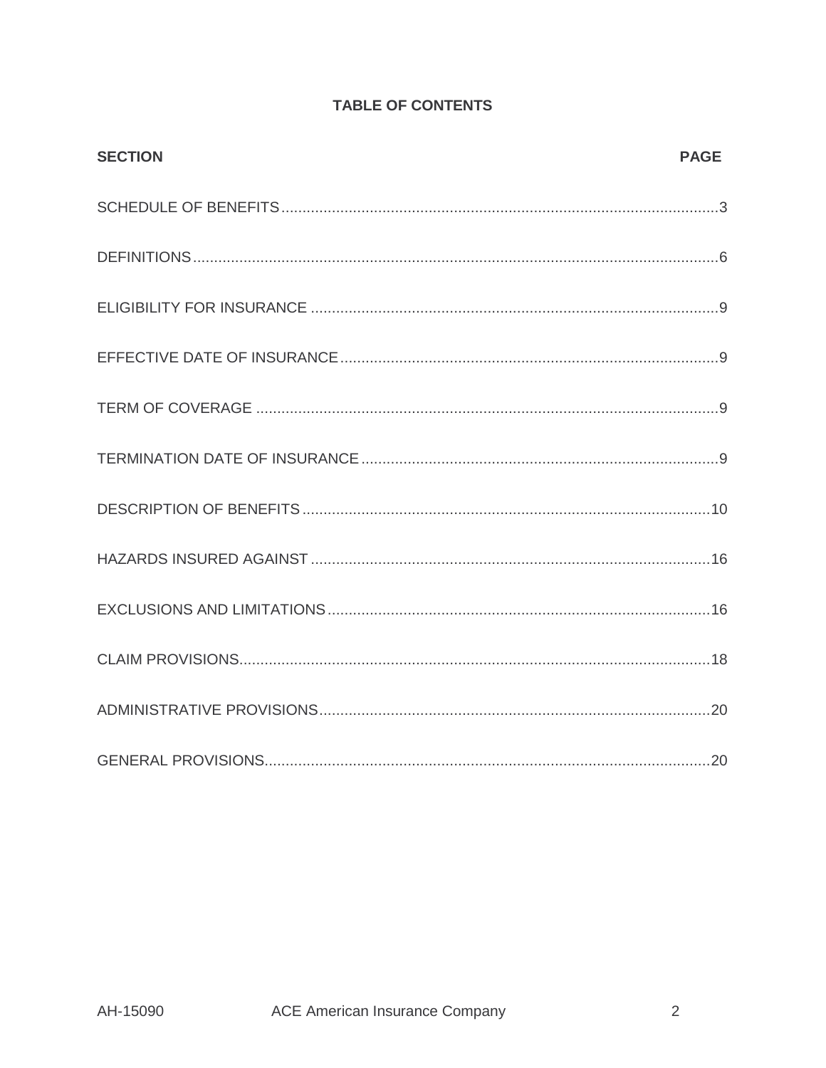## TABLE OF CONTENTS

| SECTION | PAGE |
| --- | --- |
| SCHEDULE OF BENEFITS | 3 |
| DEFINITIONS | 6 |
| ELIGIBILITY FOR INSURANCE | 9 |
| EFFECTIVE DATE OF INSURANCE | 9 |
| TERM OF COVERAGE | 9 |
| TERMINATION DATE OF INSURANCE | 9 |
| DESCRIPTION OF BENEFITS | 10 |
| HAZARDS INSURED AGAINST | 16 |
| EXCLUSIONS AND LIMITATIONS | 16 |
| CLAIM PROVISIONS | 18 |
| ADMINISTRATIVE PROVISIONS | 20 |
| GENERAL PROVISIONS | 20 |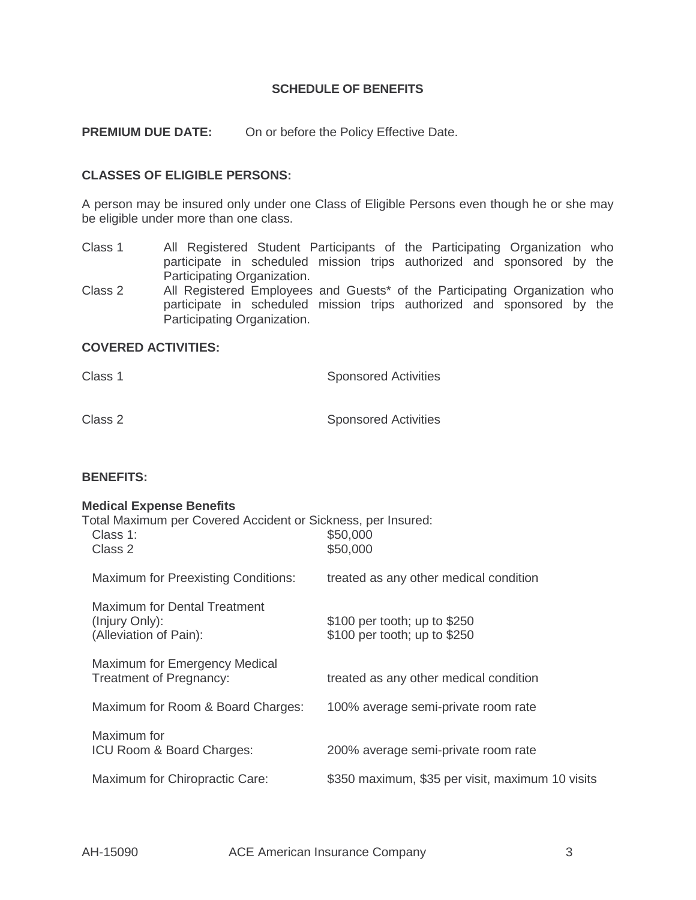## SCHEDULE OF BENEFITS

**PREMIUM DUE DATE:** On or before the Policy Effective Date.

**CLASSES OF ELIGIBLE PERSONS:**

A person may be insured only under one Class of Eligible Persons even though he or she may be eligible under more than one class.

Class 1 All Registered Student Participants of the Participating Organization who participate in scheduled mission trips authorized and sponsored by the Participating Organization.

Class 2 All Registered Employees and Guests* of the Participating Organization who participate in scheduled mission trips authorized and sponsored by the Participating Organization.

**COVERED ACTIVITIES:**

| | |
|---|---|
| Class 1 | Sponsored Activities |
| Class 2 | Sponsored Activities |

**BENEFITS:**

**Medical Expense Benefits**

Total Maximum per Covered Accident or Sickness, per Insured:

| | |
|---|---|
| Class 1: | $50,000 |
| Class 2 | $50,000 |
| Maximum for Preexisting Conditions: | treated as any other medical condition |
| Maximum for Dental Treatment | |
| (Injury Only): | $100 per tooth; up to $250 |
| (Alleviation of Pain): | $100 per tooth; up to $250 |
| Maximum for Emergency Medical Treatment of Pregnancy: | treated as any other medical condition |
| Maximum for Room & Board Charges: | 100% average semi-private room rate |
| Maximum for ICU Room & Board Charges: | 200% average semi-private room rate |
| Maximum for Chiropractic Care: | $350 maximum, $35 per visit, maximum 10 visits |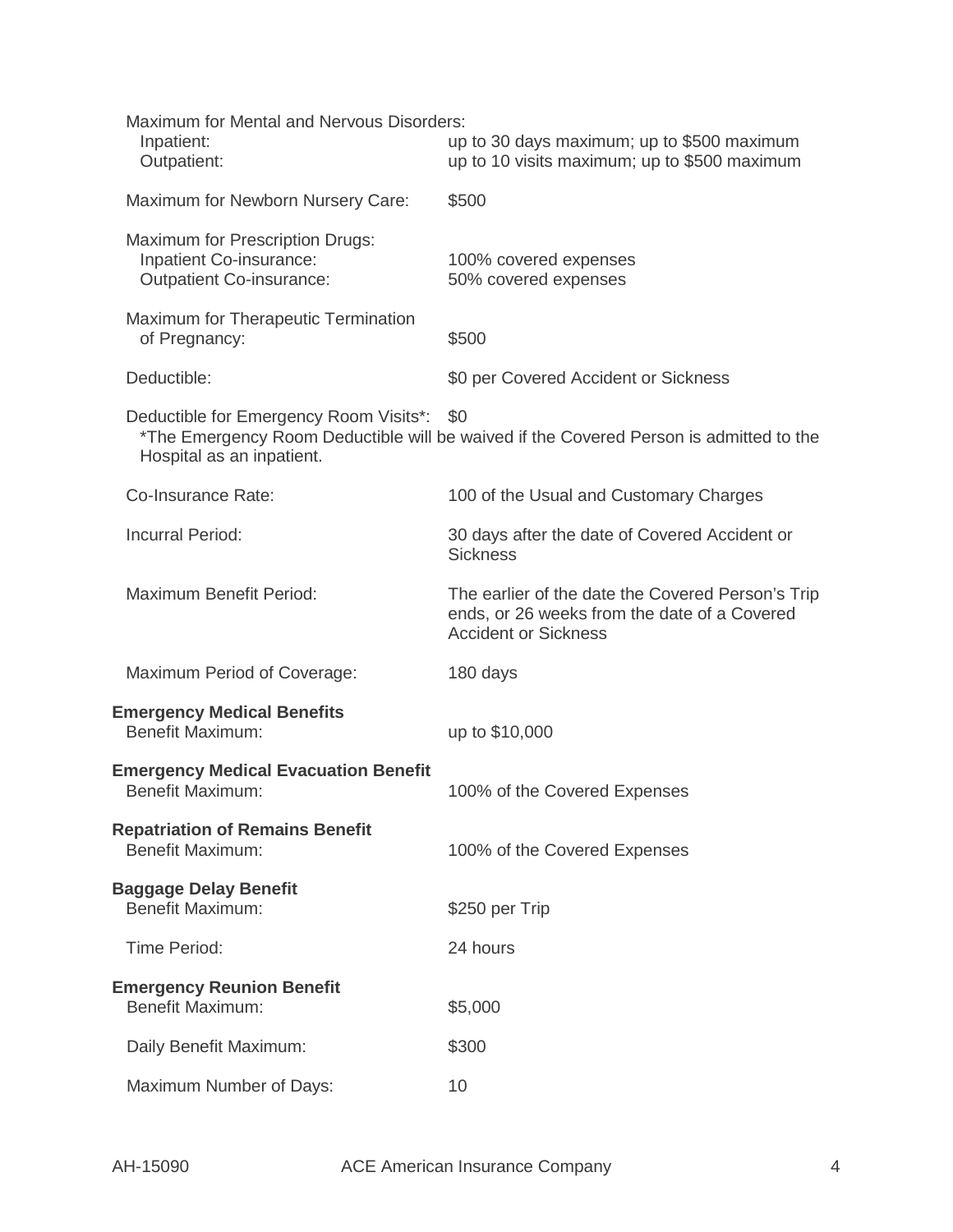Maximum for Mental and Nervous Disorders:

| | |
|---|---|
| Inpatient: | up to 30 days maximum; up to \$500 maximum |
| Outpatient: | up to 10 visits maximum; up to \$500 maximum |

Maximum for Newborn Nursery Care: $500

Maximum for Prescription Drugs:

| | |
|---|---|
| Inpatient Co-insurance: | 100% covered expenses |
| Outpatient Co-insurance: | 50% covered expenses |

Maximum for Therapeutic Termination of Pregnancy: $500

Deductible: $0 per Covered Accident or Sickness

Deductible for Emergency Room Visits*: $0

*The Emergency Room Deductible will be waived if the Covered Person is admitted to the Hospital as an inpatient.

Co-Insurance Rate: 100 of the Usual and Customary Charges

Incurral Period: 30 days after the date of Covered Accident or Sickness

Maximum Benefit Period: The earlier of the date the Covered Person's Trip ends, or 26 weeks from the date of a Covered Accident or Sickness

Maximum Period of Coverage: 180 days

**Emergency Medical Benefits**

Benefit Maximum: up to $10,000

**Emergency Medical Evacuation Benefit**

Benefit Maximum: 100% of the Covered Expenses

**Repatriation of Remains Benefit**

Benefit Maximum: 100% of the Covered Expenses

**Baggage Delay Benefit**

Benefit Maximum: $250 per Trip

Time Period: 24 hours

**Emergency Reunion Benefit**

Benefit Maximum: $5,000

Daily Benefit Maximum: $300

Maximum Number of Days: 10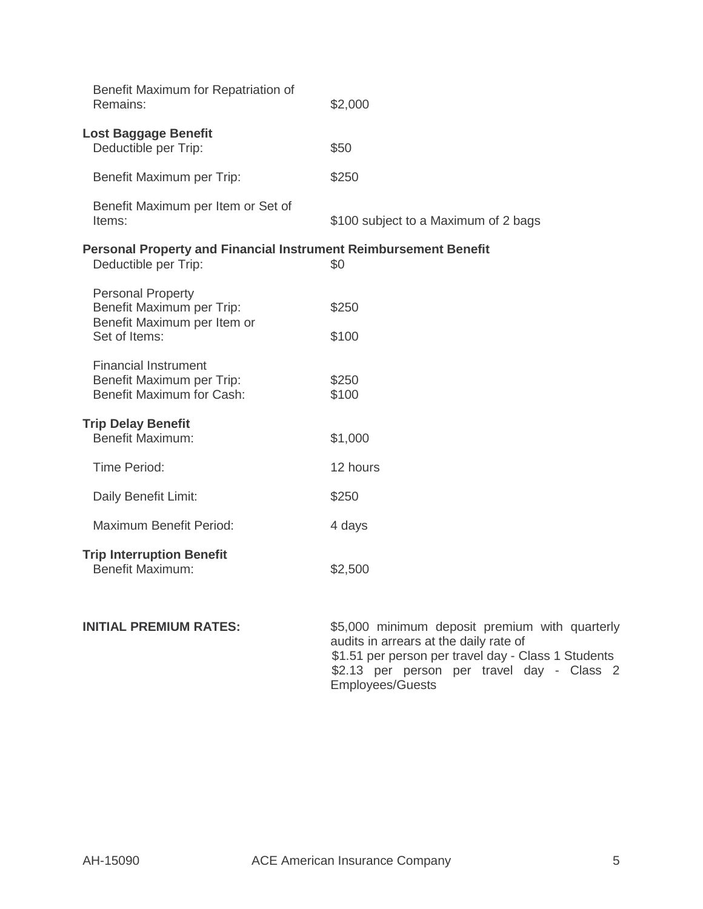| | |
|---|---|
| Benefit Maximum for Repatriation of Remains: | $2,000 |

**Lost Baggage Benefit**

| | |
|---|---|
| Deductible per Trip: | $50 |
| Benefit Maximum per Trip: | $250 |
| Benefit Maximum per Item or Set of Items: | $100 subject to a Maximum of 2 bags |

**Personal Property and Financial Instrument Reimbursement Benefit**

| | |
|---|---|
| Deductible per Trip: | $0 |
| Personal Property | |
| Benefit Maximum per Trip: | $250 |
| Benefit Maximum per Item or Set of Items: | $100 |
| Financial Instrument | |
| Benefit Maximum per Trip: | $250 |
| Benefit Maximum for Cash: | $100 |

**Trip Delay Benefit**

| | |
|---|---|
| Benefit Maximum: | $1,000 |
| Time Period: | 12 hours |
| Daily Benefit Limit: | $250 |
| Maximum Benefit Period: | 4 days |

**Trip Interruption Benefit**

| | |
|---|---|
| Benefit Maximum: | $2,500 |

**INITIAL PREMIUM RATES:** $5,000 minimum deposit premium with quarterly audits in arrears at the daily rate of
$1.51 per person per travel day - Class 1 Students
$2.13 per person per travel day - Class 2 Employees/Guests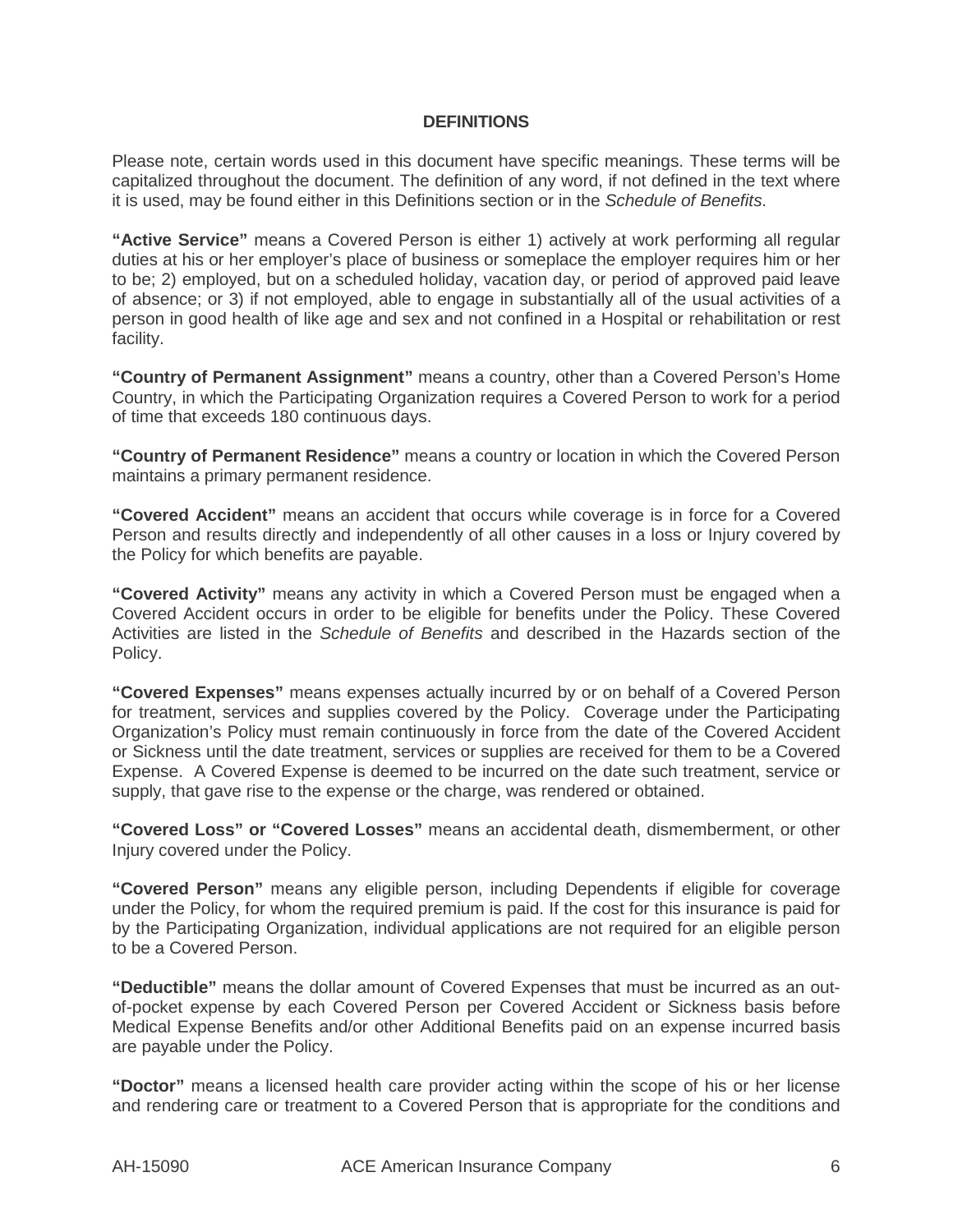## DEFINITIONS

Please note, certain words used in this document have specific meanings. These terms will be capitalized throughout the document. The definition of any word, if not defined in the text where it is used, may be found either in this Definitions section or in the *Schedule of Benefits*.

**"Active Service"** means a Covered Person is either 1) actively at work performing all regular duties at his or her employer's place of business or someplace the employer requires him or her to be; 2) employed, but on a scheduled holiday, vacation day, or period of approved paid leave of absence; or 3) if not employed, able to engage in substantially all of the usual activities of a person in good health of like age and sex and not confined in a Hospital or rehabilitation or rest facility.

**"Country of Permanent Assignment"** means a country, other than a Covered Person's Home Country, in which the Participating Organization requires a Covered Person to work for a period of time that exceeds 180 continuous days.

**"Country of Permanent Residence"** means a country or location in which the Covered Person maintains a primary permanent residence.

**"Covered Accident"** means an accident that occurs while coverage is in force for a Covered Person and results directly and independently of all other causes in a loss or Injury covered by the Policy for which benefits are payable.

**"Covered Activity"** means any activity in which a Covered Person must be engaged when a Covered Accident occurs in order to be eligible for benefits under the Policy. These Covered Activities are listed in the *Schedule of Benefits* and described in the Hazards section of the Policy.

**"Covered Expenses"** means expenses actually incurred by or on behalf of a Covered Person for treatment, services and supplies covered by the Policy. Coverage under the Participating Organization's Policy must remain continuously in force from the date of the Covered Accident or Sickness until the date treatment, services or supplies are received for them to be a Covered Expense. A Covered Expense is deemed to be incurred on the date such treatment, service or supply, that gave rise to the expense or the charge, was rendered or obtained.

**"Covered Loss" or "Covered Losses"** means an accidental death, dismemberment, or other Injury covered under the Policy.

**"Covered Person"** means any eligible person, including Dependents if eligible for coverage under the Policy, for whom the required premium is paid. If the cost for this insurance is paid for by the Participating Organization, individual applications are not required for an eligible person to be a Covered Person.

**"Deductible"** means the dollar amount of Covered Expenses that must be incurred as an out-of-pocket expense by each Covered Person per Covered Accident or Sickness basis before Medical Expense Benefits and/or other Additional Benefits paid on an expense incurred basis are payable under the Policy.

**"Doctor"** means a licensed health care provider acting within the scope of his or her license and rendering care or treatment to a Covered Person that is appropriate for the conditions and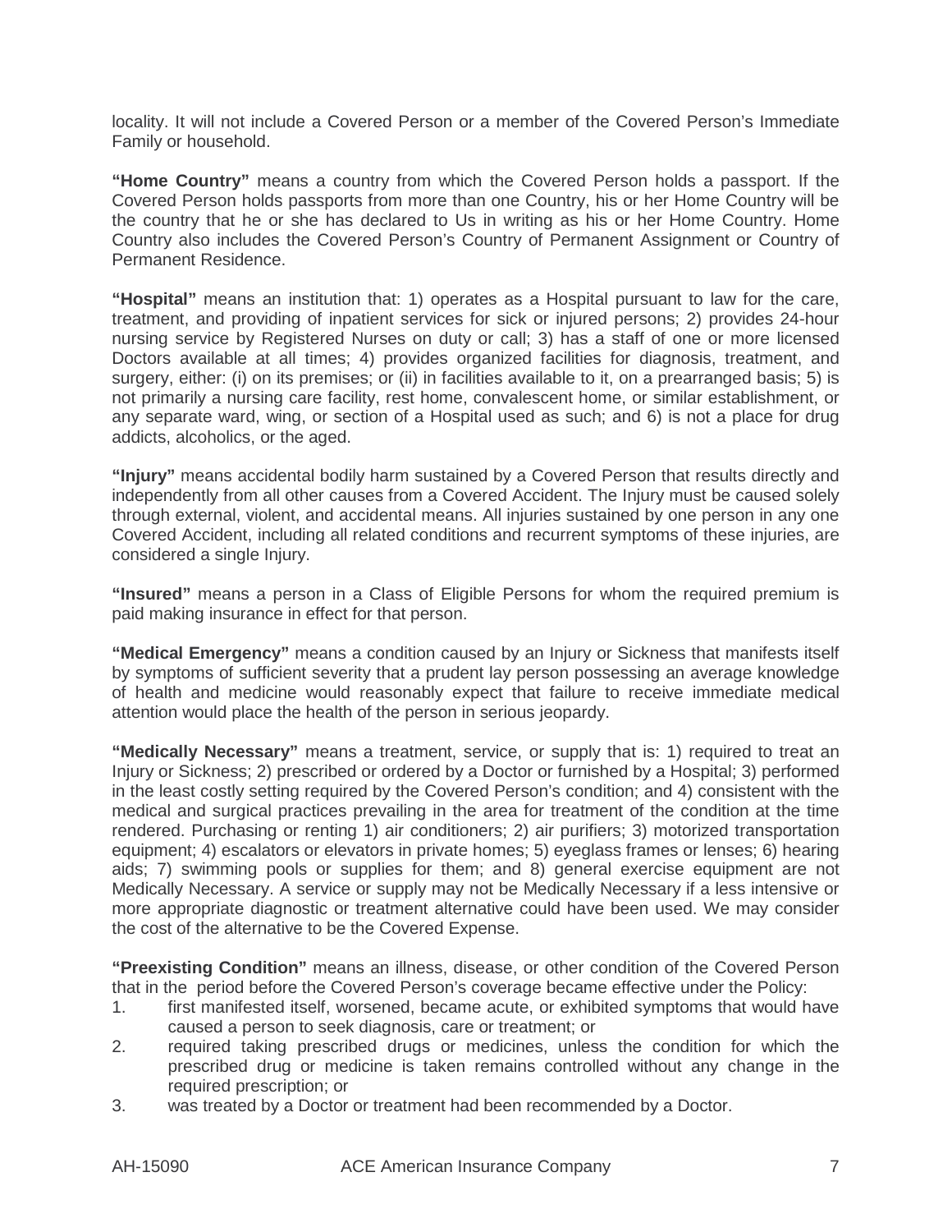locality. It will not include a Covered Person or a member of the Covered Person's Immediate Family or household.

**"Home Country"** means a country from which the Covered Person holds a passport. If the Covered Person holds passports from more than one Country, his or her Home Country will be the country that he or she has declared to Us in writing as his or her Home Country. Home Country also includes the Covered Person's Country of Permanent Assignment or Country of Permanent Residence.

**"Hospital"** means an institution that: 1) operates as a Hospital pursuant to law for the care, treatment, and providing of inpatient services for sick or injured persons; 2) provides 24-hour nursing service by Registered Nurses on duty or call; 3) has a staff of one or more licensed Doctors available at all times; 4) provides organized facilities for diagnosis, treatment, and surgery, either: (i) on its premises; or (ii) in facilities available to it, on a prearranged basis; 5) is not primarily a nursing care facility, rest home, convalescent home, or similar establishment, or any separate ward, wing, or section of a Hospital used as such; and 6) is not a place for drug addicts, alcoholics, or the aged.

**"Injury"** means accidental bodily harm sustained by a Covered Person that results directly and independently from all other causes from a Covered Accident. The Injury must be caused solely through external, violent, and accidental means. All injuries sustained by one person in any one Covered Accident, including all related conditions and recurrent symptoms of these injuries, are considered a single Injury.

**"Insured"** means a person in a Class of Eligible Persons for whom the required premium is paid making insurance in effect for that person.

**"Medical Emergency"** means a condition caused by an Injury or Sickness that manifests itself by symptoms of sufficient severity that a prudent lay person possessing an average knowledge of health and medicine would reasonably expect that failure to receive immediate medical attention would place the health of the person in serious jeopardy.

**"Medically Necessary"** means a treatment, service, or supply that is: 1) required to treat an Injury or Sickness; 2) prescribed or ordered by a Doctor or furnished by a Hospital; 3) performed in the least costly setting required by the Covered Person's condition; and 4) consistent with the medical and surgical practices prevailing in the area for treatment of the condition at the time rendered. Purchasing or renting 1) air conditioners; 2) air purifiers; 3) motorized transportation equipment; 4) escalators or elevators in private homes; 5) eyeglass frames or lenses; 6) hearing aids; 7) swimming pools or supplies for them; and 8) general exercise equipment are not Medically Necessary. A service or supply may not be Medically Necessary if a less intensive or more appropriate diagnostic or treatment alternative could have been used. We may consider the cost of the alternative to be the Covered Expense.

**"Preexisting Condition"** means an illness, disease, or other condition of the Covered Person that in the period before the Covered Person's coverage became effective under the Policy:

1. first manifested itself, worsened, became acute, or exhibited symptoms that would have caused a person to seek diagnosis, care or treatment; or
2. required taking prescribed drugs or medicines, unless the condition for which the prescribed drug or medicine is taken remains controlled without any change in the required prescription; or
3. was treated by a Doctor or treatment had been recommended by a Doctor.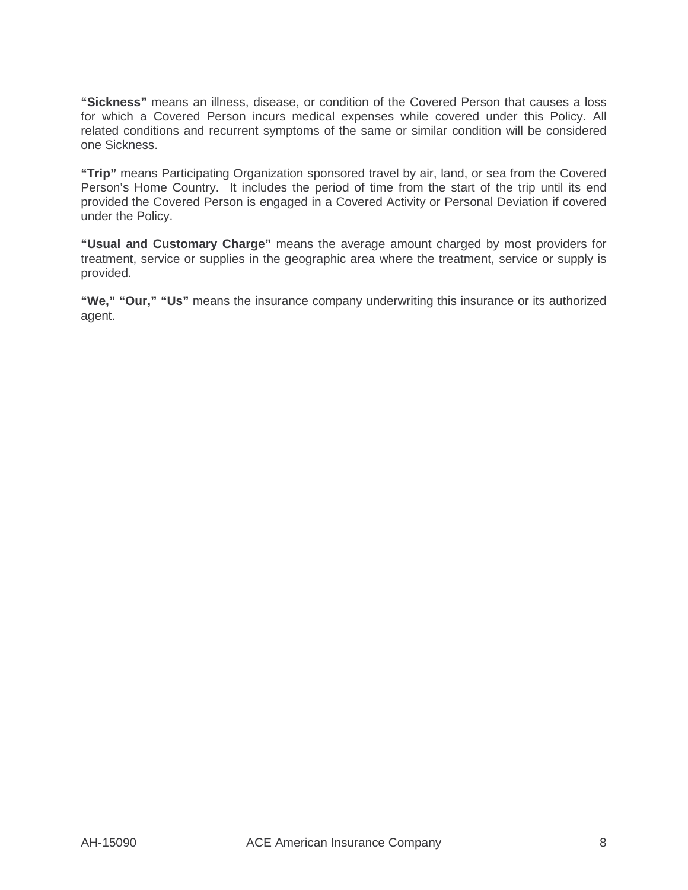**“Sickness”** means an illness, disease, or condition of the Covered Person that causes a loss for which a Covered Person incurs medical expenses while covered under this Policy. All related conditions and recurrent symptoms of the same or similar condition will be considered one Sickness.

**“Trip”** means Participating Organization sponsored travel by air, land, or sea from the Covered Person’s Home Country. It includes the period of time from the start of the trip until its end provided the Covered Person is engaged in a Covered Activity or Personal Deviation if covered under the Policy.

**“Usual and Customary Charge”** means the average amount charged by most providers for treatment, service or supplies in the geographic area where the treatment, service or supply is provided.

**“We,” “Our,” “Us”** means the insurance company underwriting this insurance or its authorized agent.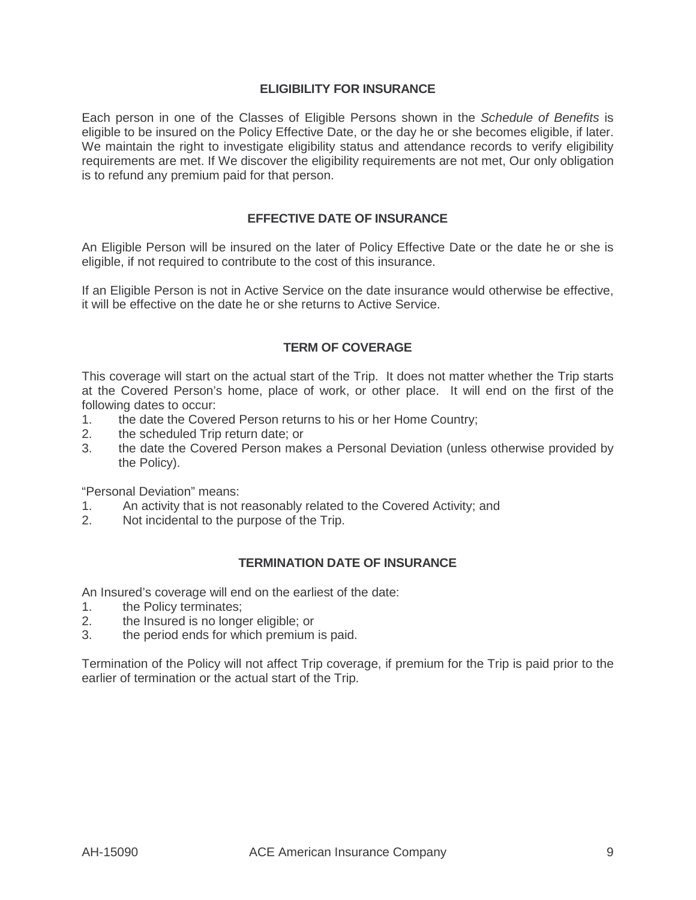## ELIGIBILITY FOR INSURANCE

Each person in one of the Classes of Eligible Persons shown in the *Schedule of Benefits* is eligible to be insured on the Policy Effective Date, or the day he or she becomes eligible, if later. We maintain the right to investigate eligibility status and attendance records to verify eligibility requirements are met. If We discover the eligibility requirements are not met, Our only obligation is to refund any premium paid for that person.

## EFFECTIVE DATE OF INSURANCE

An Eligible Person will be insured on the later of Policy Effective Date or the date he or she is eligible, if not required to contribute to the cost of this insurance.

If an Eligible Person is not in Active Service on the date insurance would otherwise be effective, it will be effective on the date he or she returns to Active Service.

## TERM OF COVERAGE

This coverage will start on the actual start of the Trip. It does not matter whether the Trip starts at the Covered Person's home, place of work, or other place. It will end on the first of the following dates to occur:

1. the date the Covered Person returns to his or her Home Country;
2. the scheduled Trip return date; or
3. the date the Covered Person makes a Personal Deviation (unless otherwise provided by the Policy).

"Personal Deviation" means:

1. An activity that is not reasonably related to the Covered Activity; and
2. Not incidental to the purpose of the Trip.

## TERMINATION DATE OF INSURANCE

An Insured's coverage will end on the earliest of the date:

1. the Policy terminates;
2. the Insured is no longer eligible; or
3. the period ends for which premium is paid.

Termination of the Policy will not affect Trip coverage, if premium for the Trip is paid prior to the earlier of termination or the actual start of the Trip.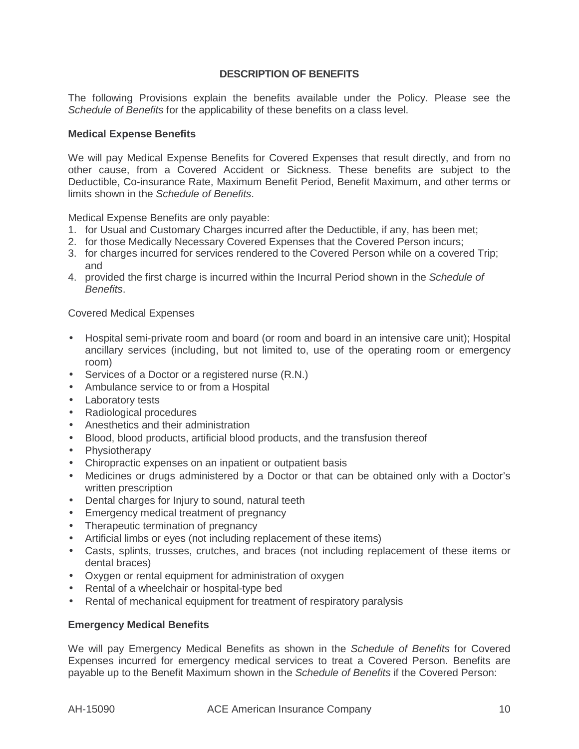## DESCRIPTION OF BENEFITS

The following Provisions explain the benefits available under the Policy. Please see the *Schedule of Benefits* for the applicability of these benefits on a class level.

### Medical Expense Benefits

We will pay Medical Expense Benefits for Covered Expenses that result directly, and from no other cause, from a Covered Accident or Sickness. These benefits are subject to the Deductible, Co-insurance Rate, Maximum Benefit Period, Benefit Maximum, and other terms or limits shown in the *Schedule of Benefits*.

Medical Expense Benefits are only payable:

1. for Usual and Customary Charges incurred after the Deductible, if any, has been met;
2. for those Medically Necessary Covered Expenses that the Covered Person incurs;
3. for charges incurred for services rendered to the Covered Person while on a covered Trip; and
4. provided the first charge is incurred within the Incurral Period shown in the *Schedule of Benefits*.

Covered Medical Expenses

- Hospital semi-private room and board (or room and board in an intensive care unit); Hospital ancillary services (including, but not limited to, use of the operating room or emergency room)
- Services of a Doctor or a registered nurse (R.N.)
- Ambulance service to or from a Hospital
- Laboratory tests
- Radiological procedures
- Anesthetics and their administration
- Blood, blood products, artificial blood products, and the transfusion thereof
- Physiotherapy
- Chiropractic expenses on an inpatient or outpatient basis
- Medicines or drugs administered by a Doctor or that can be obtained only with a Doctor's written prescription
- Dental charges for Injury to sound, natural teeth
- Emergency medical treatment of pregnancy
- Therapeutic termination of pregnancy
- Artificial limbs or eyes (not including replacement of these items)
- Casts, splints, trusses, crutches, and braces (not including replacement of these items or dental braces)
- Oxygen or rental equipment for administration of oxygen
- Rental of a wheelchair or hospital-type bed
- Rental of mechanical equipment for treatment of respiratory paralysis

### Emergency Medical Benefits

We will pay Emergency Medical Benefits as shown in the *Schedule of Benefits* for Covered Expenses incurred for emergency medical services to treat a Covered Person. Benefits are payable up to the Benefit Maximum shown in the *Schedule of Benefits* if the Covered Person: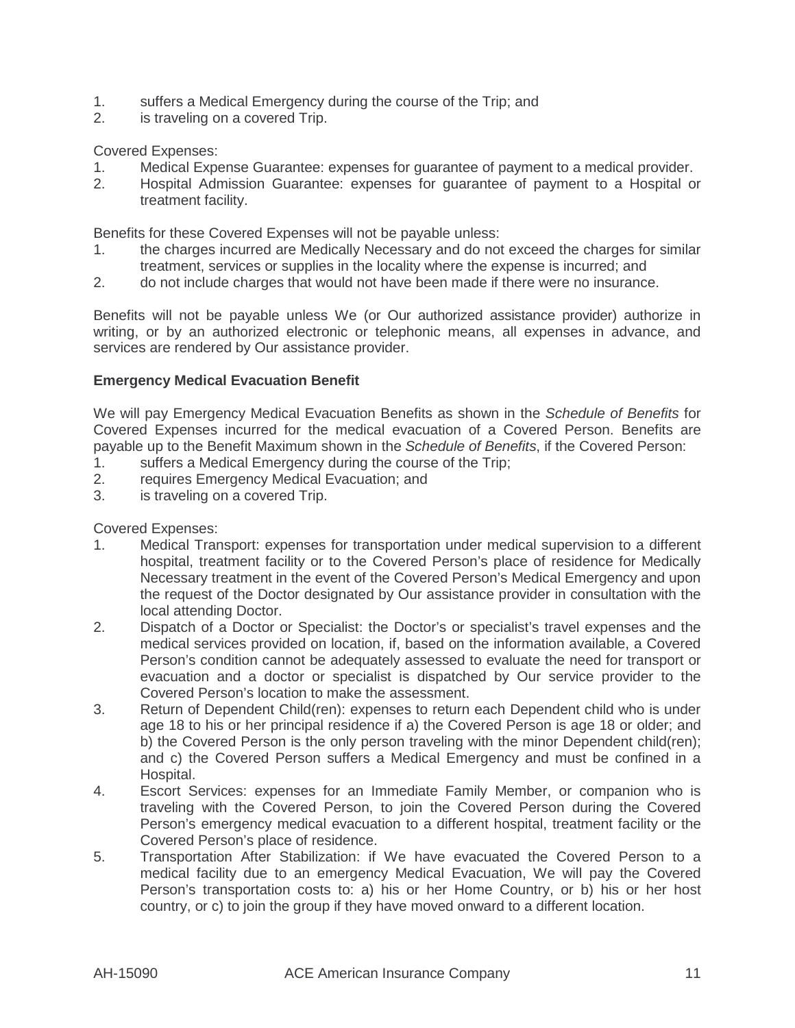1. suffers a Medical Emergency during the course of the Trip; and
2. is traveling on a covered Trip.

Covered Expenses:
1. Medical Expense Guarantee: expenses for guarantee of payment to a medical provider.
2. Hospital Admission Guarantee: expenses for guarantee of payment to a Hospital or treatment facility.

Benefits for these Covered Expenses will not be payable unless:
1. the charges incurred are Medically Necessary and do not exceed the charges for similar treatment, services or supplies in the locality where the expense is incurred; and
2. do not include charges that would not have been made if there were no insurance.

Benefits will not be payable unless We (or Our authorized assistance provider) authorize in writing, or by an authorized electronic or telephonic means, all expenses in advance, and services are rendered by Our assistance provider.

**Emergency Medical Evacuation Benefit**

We will pay Emergency Medical Evacuation Benefits as shown in the *Schedule of Benefits* for Covered Expenses incurred for the medical evacuation of a Covered Person. Benefits are payable up to the Benefit Maximum shown in the *Schedule of Benefits*, if the Covered Person:
1. suffers a Medical Emergency during the course of the Trip;
2. requires Emergency Medical Evacuation; and
3. is traveling on a covered Trip.

Covered Expenses:
1. Medical Transport: expenses for transportation under medical supervision to a different hospital, treatment facility or to the Covered Person's place of residence for Medically Necessary treatment in the event of the Covered Person's Medical Emergency and upon the request of the Doctor designated by Our assistance provider in consultation with the local attending Doctor.
2. Dispatch of a Doctor or Specialist: the Doctor's or specialist's travel expenses and the medical services provided on location, if, based on the information available, a Covered Person's condition cannot be adequately assessed to evaluate the need for transport or evacuation and a doctor or specialist is dispatched by Our service provider to the Covered Person's location to make the assessment.
3. Return of Dependent Child(ren): expenses to return each Dependent child who is under age 18 to his or her principal residence if a) the Covered Person is age 18 or older; and b) the Covered Person is the only person traveling with the minor Dependent child(ren); and c) the Covered Person suffers a Medical Emergency and must be confined in a Hospital.
4. Escort Services: expenses for an Immediate Family Member, or companion who is traveling with the Covered Person, to join the Covered Person during the Covered Person's emergency medical evacuation to a different hospital, treatment facility or the Covered Person's place of residence.
5. Transportation After Stabilization: if We have evacuated the Covered Person to a medical facility due to an emergency Medical Evacuation, We will pay the Covered Person's transportation costs to: a) his or her Home Country, or b) his or her host country, or c) to join the group if they have moved onward to a different location.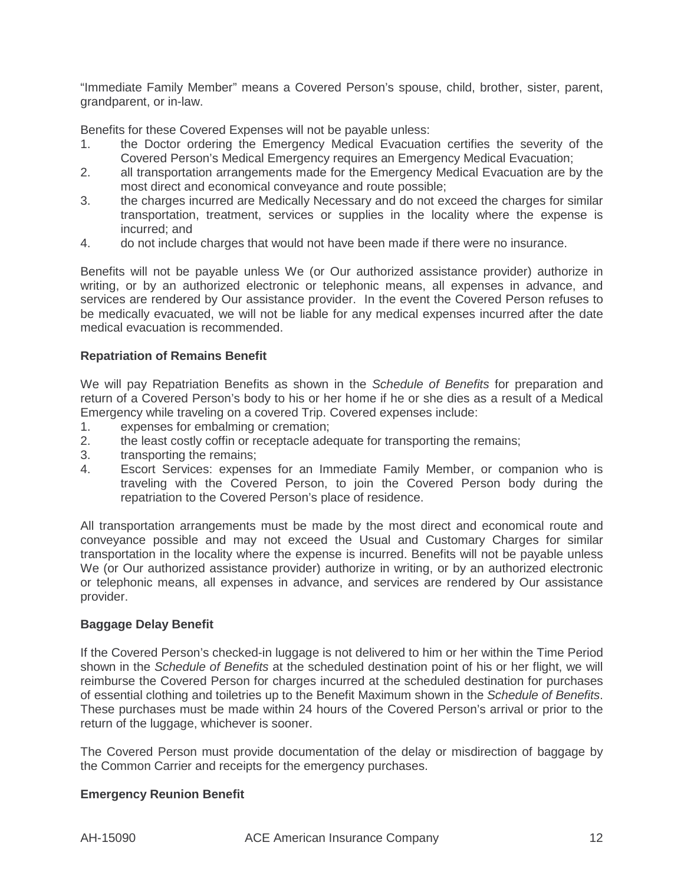"Immediate Family Member" means a Covered Person's spouse, child, brother, sister, parent, grandparent, or in-law.

Benefits for these Covered Expenses will not be payable unless:

1. the Doctor ordering the Emergency Medical Evacuation certifies the severity of the Covered Person's Medical Emergency requires an Emergency Medical Evacuation;
2. all transportation arrangements made for the Emergency Medical Evacuation are by the most direct and economical conveyance and route possible;
3. the charges incurred are Medically Necessary and do not exceed the charges for similar transportation, treatment, services or supplies in the locality where the expense is incurred; and
4. do not include charges that would not have been made if there were no insurance.

Benefits will not be payable unless We (or Our authorized assistance provider) authorize in writing, or by an authorized electronic or telephonic means, all expenses in advance, and services are rendered by Our assistance provider. In the event the Covered Person refuses to be medically evacuated, we will not be liable for any medical expenses incurred after the date medical evacuation is recommended.

**Repatriation of Remains Benefit**

We will pay Repatriation Benefits as shown in the *Schedule of Benefits* for preparation and return of a Covered Person's body to his or her home if he or she dies as a result of a Medical Emergency while traveling on a covered Trip. Covered expenses include:

1. expenses for embalming or cremation;
2. the least costly coffin or receptacle adequate for transporting the remains;
3. transporting the remains;
4. Escort Services: expenses for an Immediate Family Member, or companion who is traveling with the Covered Person, to join the Covered Person body during the repatriation to the Covered Person's place of residence.

All transportation arrangements must be made by the most direct and economical route and conveyance possible and may not exceed the Usual and Customary Charges for similar transportation in the locality where the expense is incurred. Benefits will not be payable unless We (or Our authorized assistance provider) authorize in writing, or by an authorized electronic or telephonic means, all expenses in advance, and services are rendered by Our assistance provider.

**Baggage Delay Benefit**

If the Covered Person's checked-in luggage is not delivered to him or her within the Time Period shown in the *Schedule of Benefits* at the scheduled destination point of his or her flight, we will reimburse the Covered Person for charges incurred at the scheduled destination for purchases of essential clothing and toiletries up to the Benefit Maximum shown in the *Schedule of Benefits*. These purchases must be made within 24 hours of the Covered Person's arrival or prior to the return of the luggage, whichever is sooner.

The Covered Person must provide documentation of the delay or misdirection of baggage by the Common Carrier and receipts for the emergency purchases.

**Emergency Reunion Benefit**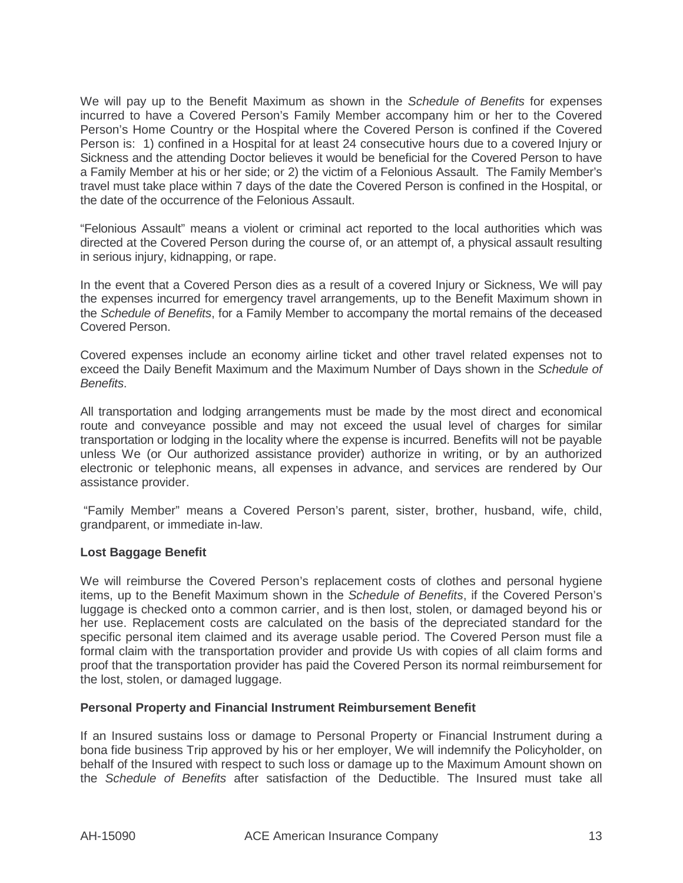We will pay up to the Benefit Maximum as shown in the *Schedule of Benefits* for expenses incurred to have a Covered Person's Family Member accompany him or her to the Covered Person's Home Country or the Hospital where the Covered Person is confined if the Covered Person is: 1) confined in a Hospital for at least 24 consecutive hours due to a covered Injury or Sickness and the attending Doctor believes it would be beneficial for the Covered Person to have a Family Member at his or her side; or 2) the victim of a Felonious Assault. The Family Member's travel must take place within 7 days of the date the Covered Person is confined in the Hospital, or the date of the occurrence of the Felonious Assault.

"Felonious Assault" means a violent or criminal act reported to the local authorities which was directed at the Covered Person during the course of, or an attempt of, a physical assault resulting in serious injury, kidnapping, or rape.

In the event that a Covered Person dies as a result of a covered Injury or Sickness, We will pay the expenses incurred for emergency travel arrangements, up to the Benefit Maximum shown in the *Schedule of Benefits*, for a Family Member to accompany the mortal remains of the deceased Covered Person.

Covered expenses include an economy airline ticket and other travel related expenses not to exceed the Daily Benefit Maximum and the Maximum Number of Days shown in the *Schedule of Benefits*.

All transportation and lodging arrangements must be made by the most direct and economical route and conveyance possible and may not exceed the usual level of charges for similar transportation or lodging in the locality where the expense is incurred. Benefits will not be payable unless We (or Our authorized assistance provider) authorize in writing, or by an authorized electronic or telephonic means, all expenses in advance, and services are rendered by Our assistance provider.

"Family Member" means a Covered Person's parent, sister, brother, husband, wife, child, grandparent, or immediate in-law.

**Lost Baggage Benefit**

We will reimburse the Covered Person's replacement costs of clothes and personal hygiene items, up to the Benefit Maximum shown in the *Schedule of Benefits*, if the Covered Person's luggage is checked onto a common carrier, and is then lost, stolen, or damaged beyond his or her use. Replacement costs are calculated on the basis of the depreciated standard for the specific personal item claimed and its average usable period. The Covered Person must file a formal claim with the transportation provider and provide Us with copies of all claim forms and proof that the transportation provider has paid the Covered Person its normal reimbursement for the lost, stolen, or damaged luggage.

**Personal Property and Financial Instrument Reimbursement Benefit**

If an Insured sustains loss or damage to Personal Property or Financial Instrument during a bona fide business Trip approved by his or her employer, We will indemnify the Policyholder, on behalf of the Insured with respect to such loss or damage up to the Maximum Amount shown on the *Schedule of Benefits* after satisfaction of the Deductible. The Insured must take all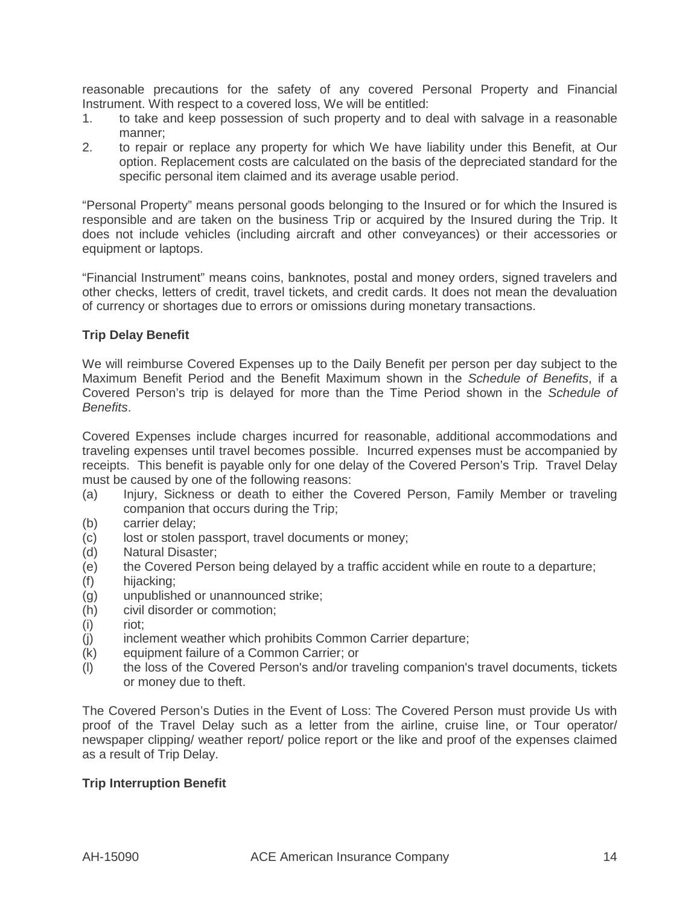reasonable precautions for the safety of any covered Personal Property and Financial Instrument. With respect to a covered loss, We will be entitled:

1. to take and keep possession of such property and to deal with salvage in a reasonable manner;
2. to repair or replace any property for which We have liability under this Benefit, at Our option. Replacement costs are calculated on the basis of the depreciated standard for the specific personal item claimed and its average usable period.

"Personal Property" means personal goods belonging to the Insured or for which the Insured is responsible and are taken on the business Trip or acquired by the Insured during the Trip. It does not include vehicles (including aircraft and other conveyances) or their accessories or equipment or laptops.

"Financial Instrument" means coins, banknotes, postal and money orders, signed travelers and other checks, letters of credit, travel tickets, and credit cards. It does not mean the devaluation of currency or shortages due to errors or omissions during monetary transactions.

**Trip Delay Benefit**

We will reimburse Covered Expenses up to the Daily Benefit per person per day subject to the Maximum Benefit Period and the Benefit Maximum shown in the *Schedule of Benefits*, if a Covered Person's trip is delayed for more than the Time Period shown in the *Schedule of Benefits*.

Covered Expenses include charges incurred for reasonable, additional accommodations and traveling expenses until travel becomes possible. Incurred expenses must be accompanied by receipts. This benefit is payable only for one delay of the Covered Person's Trip. Travel Delay must be caused by one of the following reasons:

(a) Injury, Sickness or death to either the Covered Person, Family Member or traveling companion that occurs during the Trip;
(b) carrier delay;
(c) lost or stolen passport, travel documents or money;
(d) Natural Disaster;
(e) the Covered Person being delayed by a traffic accident while en route to a departure;
(f) hijacking;
(g) unpublished or unannounced strike;
(h) civil disorder or commotion;
(i) riot;
(j) inclement weather which prohibits Common Carrier departure;
(k) equipment failure of a Common Carrier; or
(l) the loss of the Covered Person's and/or traveling companion's travel documents, tickets or money due to theft.

The Covered Person's Duties in the Event of Loss: The Covered Person must provide Us with proof of the Travel Delay such as a letter from the airline, cruise line, or Tour operator/ newspaper clipping/ weather report/ police report or the like and proof of the expenses claimed as a result of Trip Delay.

**Trip Interruption Benefit**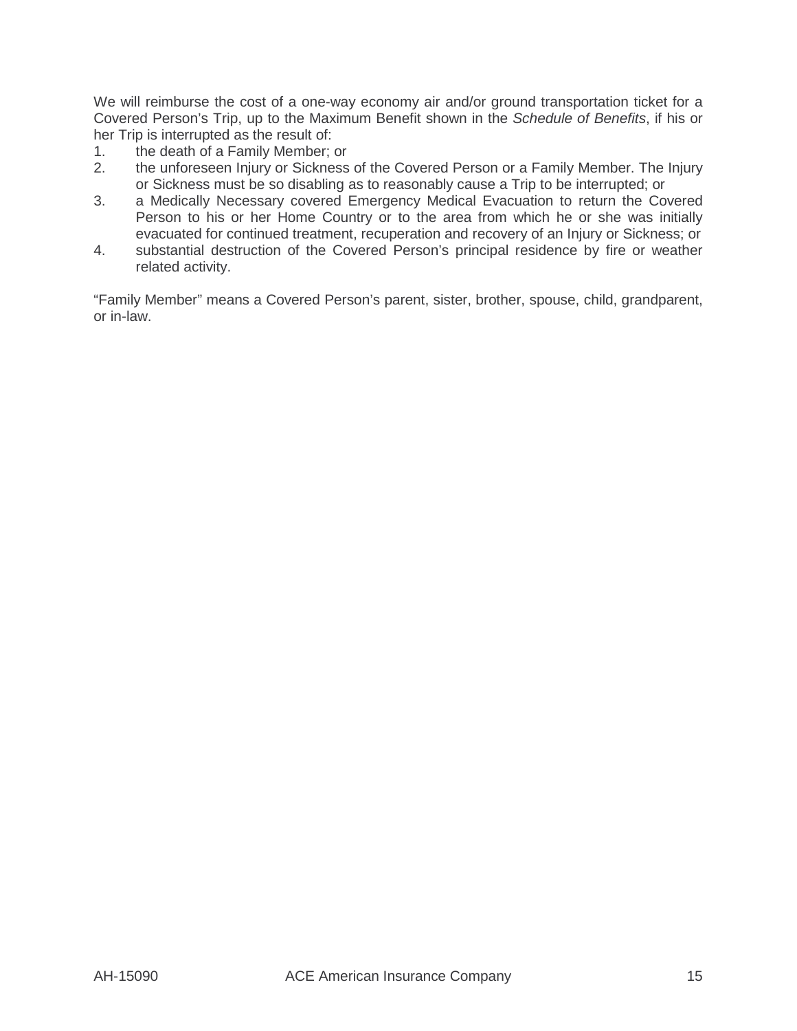We will reimburse the cost of a one-way economy air and/or ground transportation ticket for a Covered Person's Trip, up to the Maximum Benefit shown in the *Schedule of Benefits*, if his or her Trip is interrupted as the result of:

1. the death of a Family Member; or
2. the unforeseen Injury or Sickness of the Covered Person or a Family Member. The Injury or Sickness must be so disabling as to reasonably cause a Trip to be interrupted; or
3. a Medically Necessary covered Emergency Medical Evacuation to return the Covered Person to his or her Home Country or to the area from which he or she was initially evacuated for continued treatment, recuperation and recovery of an Injury or Sickness; or
4. substantial destruction of the Covered Person's principal residence by fire or weather related activity.

"Family Member" means a Covered Person's parent, sister, brother, spouse, child, grandparent, or in-law.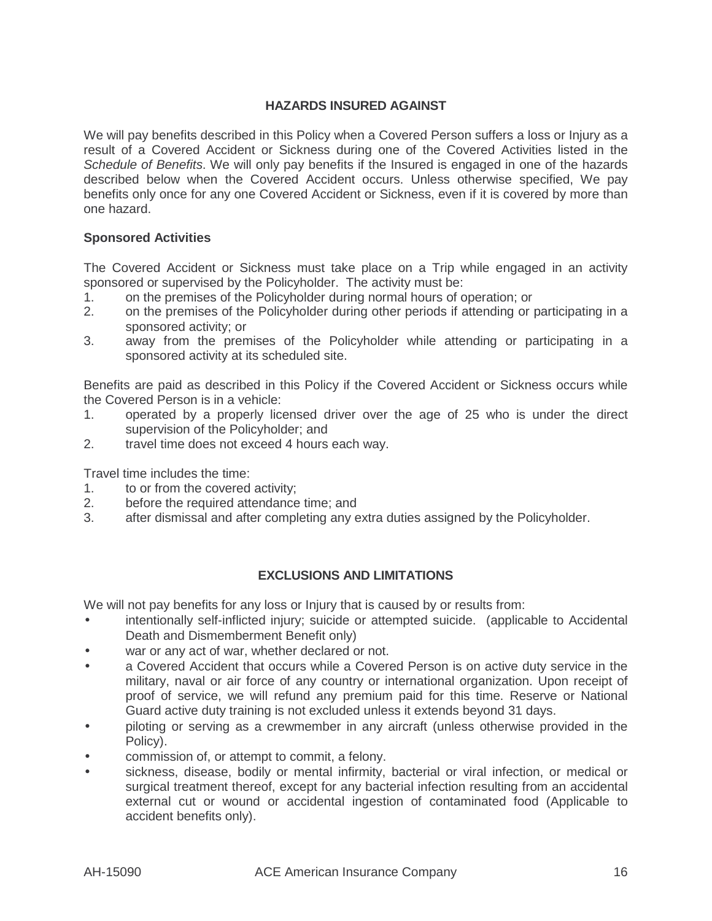## HAZARDS INSURED AGAINST

We will pay benefits described in this Policy when a Covered Person suffers a loss or Injury as a result of a Covered Accident or Sickness during one of the Covered Activities listed in the *Schedule of Benefits*. We will only pay benefits if the Insured is engaged in one of the hazards described below when the Covered Accident occurs. Unless otherwise specified, We pay benefits only once for any one Covered Accident or Sickness, even if it is covered by more than one hazard.

### Sponsored Activities

The Covered Accident or Sickness must take place on a Trip while engaged in an activity sponsored or supervised by the Policyholder. The activity must be:

1. on the premises of the Policyholder during normal hours of operation; or
2. on the premises of the Policyholder during other periods if attending or participating in a sponsored activity; or
3. away from the premises of the Policyholder while attending or participating in a sponsored activity at its scheduled site.

Benefits are paid as described in this Policy if the Covered Accident or Sickness occurs while the Covered Person is in a vehicle:

1. operated by a properly licensed driver over the age of 25 who is under the direct supervision of the Policyholder; and
2. travel time does not exceed 4 hours each way.

Travel time includes the time:

1. to or from the covered activity;
2. before the required attendance time; and
3. after dismissal and after completing any extra duties assigned by the Policyholder.

## EXCLUSIONS AND LIMITATIONS

We will not pay benefits for any loss or Injury that is caused by or results from:

- intentionally self-inflicted injury; suicide or attempted suicide. (applicable to Accidental Death and Dismemberment Benefit only)
- war or any act of war, whether declared or not.
- a Covered Accident that occurs while a Covered Person is on active duty service in the military, naval or air force of any country or international organization. Upon receipt of proof of service, we will refund any premium paid for this time. Reserve or National Guard active duty training is not excluded unless it extends beyond 31 days.
- piloting or serving as a crewmember in any aircraft (unless otherwise provided in the Policy).
- commission of, or attempt to commit, a felony.
- sickness, disease, bodily or mental infirmity, bacterial or viral infection, or medical or surgical treatment thereof, except for any bacterial infection resulting from an accidental external cut or wound or accidental ingestion of contaminated food (Applicable to accident benefits only).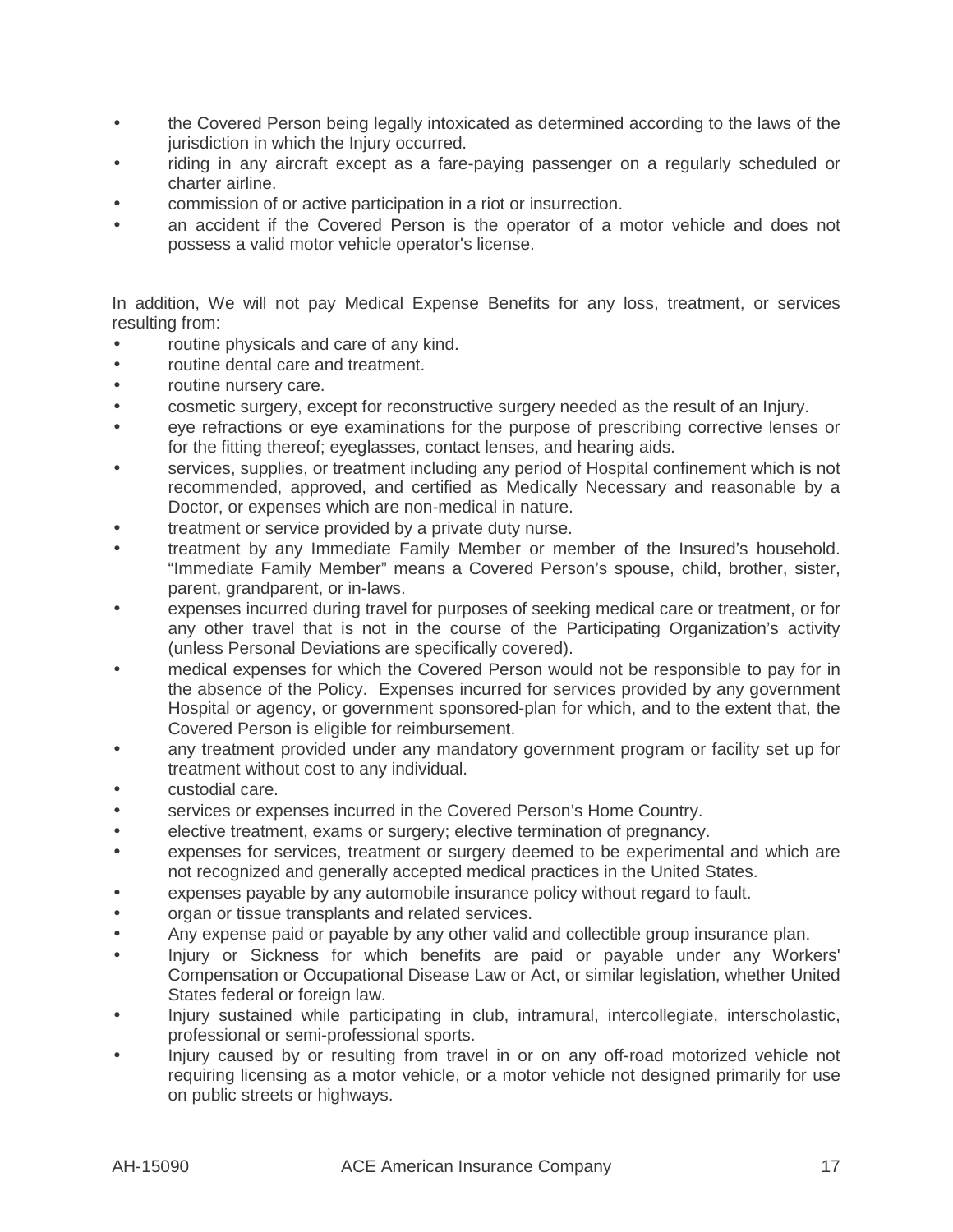- the Covered Person being legally intoxicated as determined according to the laws of the jurisdiction in which the Injury occurred.
- riding in any aircraft except as a fare-paying passenger on a regularly scheduled or charter airline.
- commission of or active participation in a riot or insurrection.
- an accident if the Covered Person is the operator of a motor vehicle and does not possess a valid motor vehicle operator's license.

In addition, We will not pay Medical Expense Benefits for any loss, treatment, or services resulting from:

- routine physicals and care of any kind.
- routine dental care and treatment.
- routine nursery care.
- cosmetic surgery, except for reconstructive surgery needed as the result of an Injury.
- eye refractions or eye examinations for the purpose of prescribing corrective lenses or for the fitting thereof; eyeglasses, contact lenses, and hearing aids.
- services, supplies, or treatment including any period of Hospital confinement which is not recommended, approved, and certified as Medically Necessary and reasonable by a Doctor, or expenses which are non-medical in nature.
- treatment or service provided by a private duty nurse.
- treatment by any Immediate Family Member or member of the Insured's household. "Immediate Family Member" means a Covered Person's spouse, child, brother, sister, parent, grandparent, or in-laws.
- expenses incurred during travel for purposes of seeking medical care or treatment, or for any other travel that is not in the course of the Participating Organization's activity (unless Personal Deviations are specifically covered).
- medical expenses for which the Covered Person would not be responsible to pay for in the absence of the Policy. Expenses incurred for services provided by any government Hospital or agency, or government sponsored-plan for which, and to the extent that, the Covered Person is eligible for reimbursement.
- any treatment provided under any mandatory government program or facility set up for treatment without cost to any individual.
- custodial care.
- services or expenses incurred in the Covered Person's Home Country.
- elective treatment, exams or surgery; elective termination of pregnancy.
- expenses for services, treatment or surgery deemed to be experimental and which are not recognized and generally accepted medical practices in the United States.
- expenses payable by any automobile insurance policy without regard to fault.
- organ or tissue transplants and related services.
- Any expense paid or payable by any other valid and collectible group insurance plan.
- Injury or Sickness for which benefits are paid or payable under any Workers' Compensation or Occupational Disease Law or Act, or similar legislation, whether United States federal or foreign law.
- Injury sustained while participating in club, intramural, intercollegiate, interscholastic, professional or semi-professional sports.
- Injury caused by or resulting from travel in or on any off-road motorized vehicle not requiring licensing as a motor vehicle, or a motor vehicle not designed primarily for use on public streets or highways.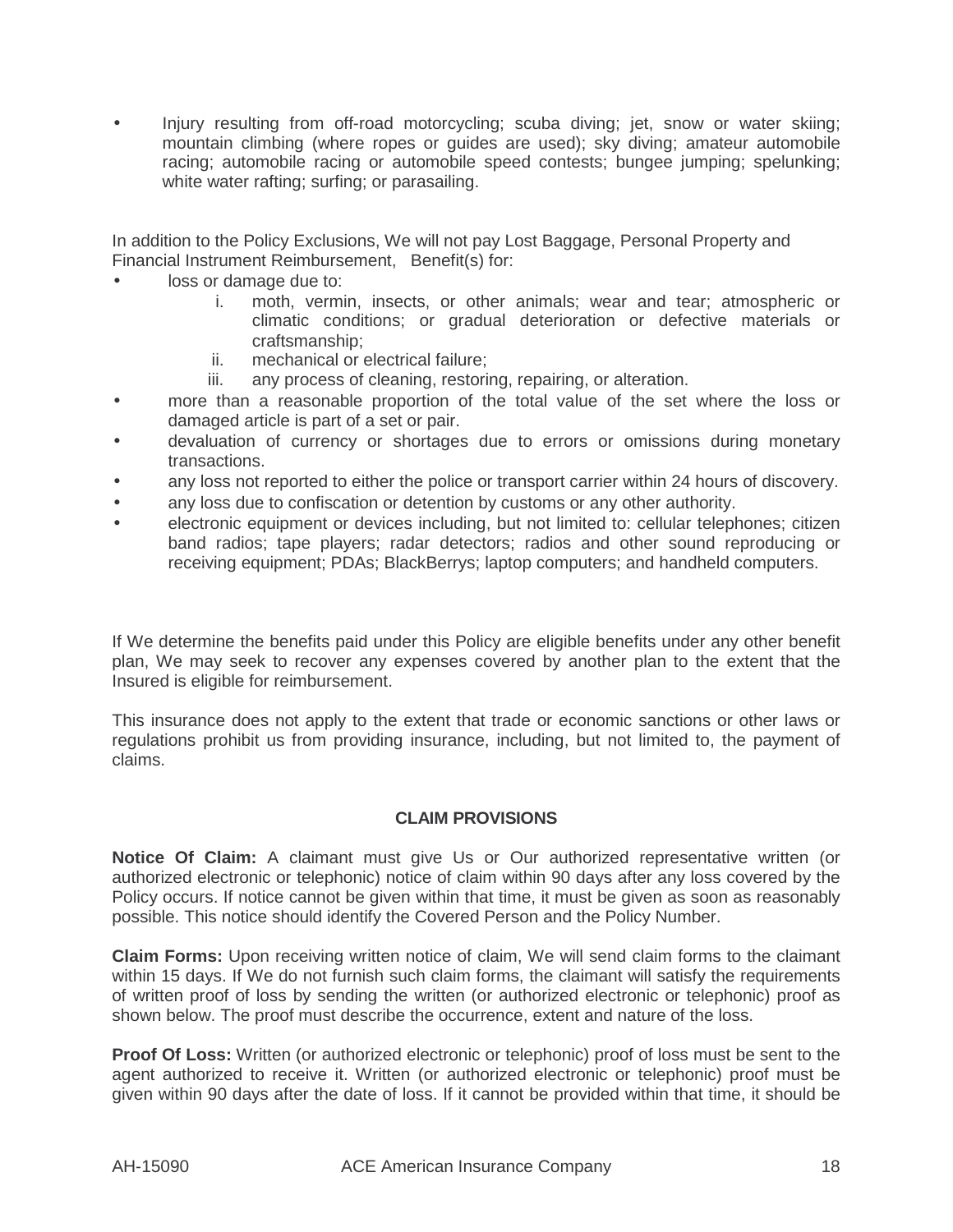- Injury resulting from off-road motorcycling; scuba diving; jet, snow or water skiing; mountain climbing (where ropes or guides are used); sky diving; amateur automobile racing; automobile racing or automobile speed contests; bungee jumping; spelunking; white water rafting; surfing; or parasailing.

In addition to the Policy Exclusions, We will not pay Lost Baggage, Personal Property and Financial Instrument Reimbursement, Benefit(s) for:

- loss or damage due to:
  - i. moth, vermin, insects, or other animals; wear and tear; atmospheric or climatic conditions; or gradual deterioration or defective materials or craftsmanship;
  - ii. mechanical or electrical failure;
  - iii. any process of cleaning, restoring, repairing, or alteration.
- more than a reasonable proportion of the total value of the set where the loss or damaged article is part of a set or pair.
- devaluation of currency or shortages due to errors or omissions during monetary transactions.
- any loss not reported to either the police or transport carrier within 24 hours of discovery.
- any loss due to confiscation or detention by customs or any other authority.
- electronic equipment or devices including, but not limited to: cellular telephones; citizen band radios; tape players; radar detectors; radios and other sound reproducing or receiving equipment; PDAs; BlackBerrys; laptop computers; and handheld computers.

If We determine the benefits paid under this Policy are eligible benefits under any other benefit plan, We may seek to recover any expenses covered by another plan to the extent that the Insured is eligible for reimbursement.

This insurance does not apply to the extent that trade or economic sanctions or other laws or regulations prohibit us from providing insurance, including, but not limited to, the payment of claims.

## CLAIM PROVISIONS

**Notice Of Claim:** A claimant must give Us or Our authorized representative written (or authorized electronic or telephonic) notice of claim within 90 days after any loss covered by the Policy occurs. If notice cannot be given within that time, it must be given as soon as reasonably possible. This notice should identify the Covered Person and the Policy Number.

**Claim Forms:** Upon receiving written notice of claim, We will send claim forms to the claimant within 15 days. If We do not furnish such claim forms, the claimant will satisfy the requirements of written proof of loss by sending the written (or authorized electronic or telephonic) proof as shown below. The proof must describe the occurrence, extent and nature of the loss.

**Proof Of Loss:** Written (or authorized electronic or telephonic) proof of loss must be sent to the agent authorized to receive it. Written (or authorized electronic or telephonic) proof must be given within 90 days after the date of loss. If it cannot be provided within that time, it should be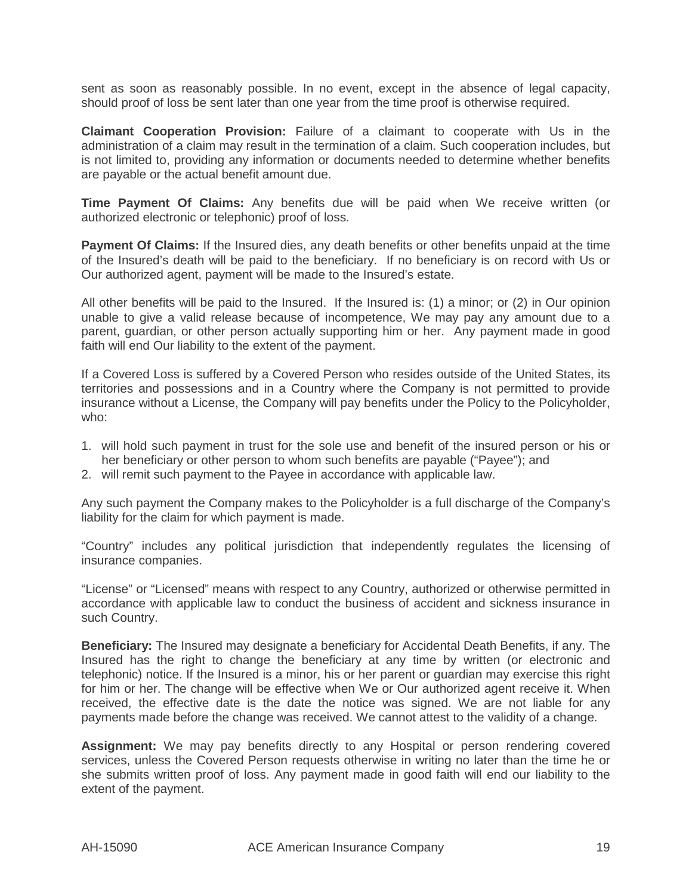sent as soon as reasonably possible. In no event, except in the absence of legal capacity, should proof of loss be sent later than one year from the time proof is otherwise required.

**Claimant Cooperation Provision:** Failure of a claimant to cooperate with Us in the administration of a claim may result in the termination of a claim. Such cooperation includes, but is not limited to, providing any information or documents needed to determine whether benefits are payable or the actual benefit amount due.

**Time Payment Of Claims:** Any benefits due will be paid when We receive written (or authorized electronic or telephonic) proof of loss.

**Payment Of Claims:** If the Insured dies, any death benefits or other benefits unpaid at the time of the Insured's death will be paid to the beneficiary. If no beneficiary is on record with Us or Our authorized agent, payment will be made to the Insured's estate.

All other benefits will be paid to the Insured. If the Insured is: (1) a minor; or (2) in Our opinion unable to give a valid release because of incompetence, We may pay any amount due to a parent, guardian, or other person actually supporting him or her. Any payment made in good faith will end Our liability to the extent of the payment.

If a Covered Loss is suffered by a Covered Person who resides outside of the United States, its territories and possessions and in a Country where the Company is not permitted to provide insurance without a License, the Company will pay benefits under the Policy to the Policyholder, who:

1. will hold such payment in trust for the sole use and benefit of the insured person or his or her beneficiary or other person to whom such benefits are payable ("Payee"); and
2. will remit such payment to the Payee in accordance with applicable law.

Any such payment the Company makes to the Policyholder is a full discharge of the Company's liability for the claim for which payment is made.

"Country" includes any political jurisdiction that independently regulates the licensing of insurance companies.

"License" or "Licensed" means with respect to any Country, authorized or otherwise permitted in accordance with applicable law to conduct the business of accident and sickness insurance in such Country.

**Beneficiary:** The Insured may designate a beneficiary for Accidental Death Benefits, if any. The Insured has the right to change the beneficiary at any time by written (or electronic and telephonic) notice. If the Insured is a minor, his or her parent or guardian may exercise this right for him or her. The change will be effective when We or Our authorized agent receive it. When received, the effective date is the date the notice was signed. We are not liable for any payments made before the change was received. We cannot attest to the validity of a change.

**Assignment:** We may pay benefits directly to any Hospital or person rendering covered services, unless the Covered Person requests otherwise in writing no later than the time he or she submits written proof of loss. Any payment made in good faith will end our liability to the extent of the payment.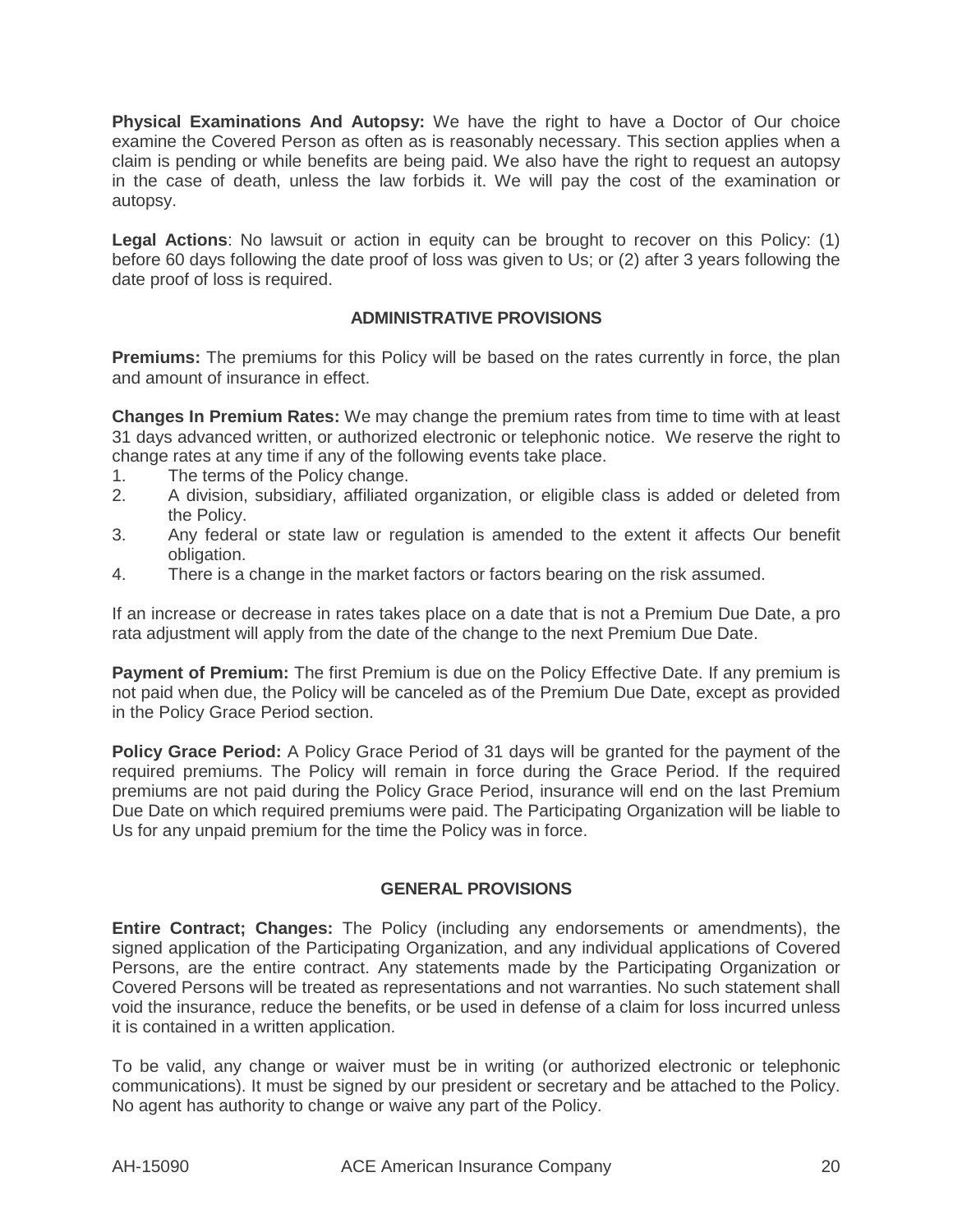**Physical Examinations And Autopsy:** We have the right to have a Doctor of Our choice examine the Covered Person as often as is reasonably necessary. This section applies when a claim is pending or while benefits are being paid. We also have the right to request an autopsy in the case of death, unless the law forbids it. We will pay the cost of the examination or autopsy.

**Legal Actions**: No lawsuit or action in equity can be brought to recover on this Policy: (1) before 60 days following the date proof of loss was given to Us; or (2) after 3 years following the date proof of loss is required.

## ADMINISTRATIVE PROVISIONS

**Premiums:** The premiums for this Policy will be based on the rates currently in force, the plan and amount of insurance in effect.

**Changes In Premium Rates:** We may change the premium rates from time to time with at least 31 days advanced written, or authorized electronic or telephonic notice. We reserve the right to change rates at any time if any of the following events take place.

1. The terms of the Policy change.
2. A division, subsidiary, affiliated organization, or eligible class is added or deleted from the Policy.
3. Any federal or state law or regulation is amended to the extent it affects Our benefit obligation.
4. There is a change in the market factors or factors bearing on the risk assumed.

If an increase or decrease in rates takes place on a date that is not a Premium Due Date, a pro rata adjustment will apply from the date of the change to the next Premium Due Date.

**Payment of Premium:** The first Premium is due on the Policy Effective Date. If any premium is not paid when due, the Policy will be canceled as of the Premium Due Date, except as provided in the Policy Grace Period section.

**Policy Grace Period:** A Policy Grace Period of 31 days will be granted for the payment of the required premiums. The Policy will remain in force during the Grace Period. If the required premiums are not paid during the Policy Grace Period, insurance will end on the last Premium Due Date on which required premiums were paid. The Participating Organization will be liable to Us for any unpaid premium for the time the Policy was in force.

## GENERAL PROVISIONS

**Entire Contract; Changes:** The Policy (including any endorsements or amendments), the signed application of the Participating Organization, and any individual applications of Covered Persons, are the entire contract. Any statements made by the Participating Organization or Covered Persons will be treated as representations and not warranties. No such statement shall void the insurance, reduce the benefits, or be used in defense of a claim for loss incurred unless it is contained in a written application.

To be valid, any change or waiver must be in writing (or authorized electronic or telephonic communications). It must be signed by our president or secretary and be attached to the Policy. No agent has authority to change or waive any part of the Policy.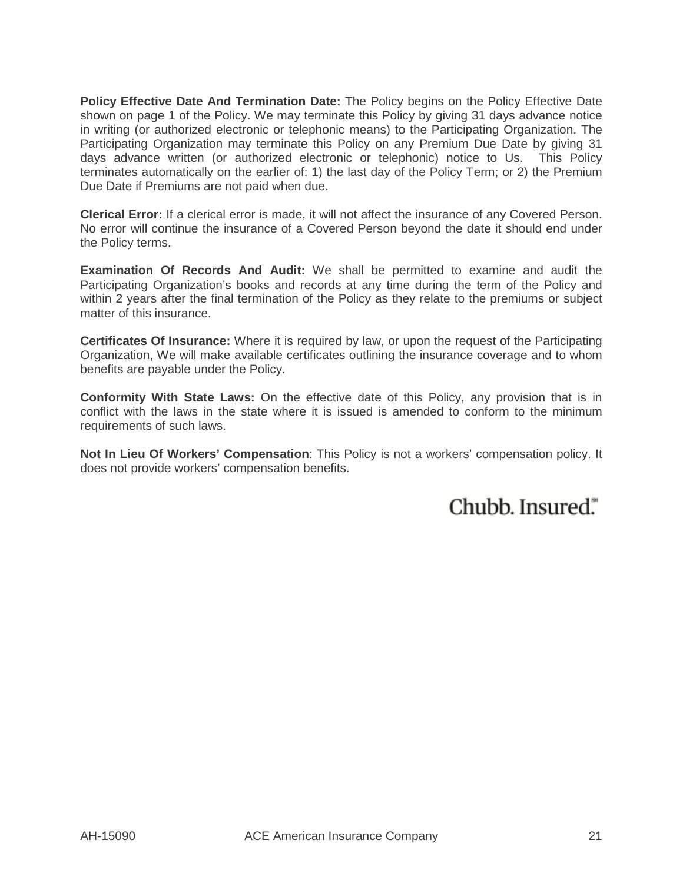**Policy Effective Date And Termination Date:** The Policy begins on the Policy Effective Date shown on page 1 of the Policy. We may terminate this Policy by giving 31 days advance notice in writing (or authorized electronic or telephonic means) to the Participating Organization. The Participating Organization may terminate this Policy on any Premium Due Date by giving 31 days advance written (or authorized electronic or telephonic) notice to Us. This Policy terminates automatically on the earlier of: 1) the last day of the Policy Term; or 2) the Premium Due Date if Premiums are not paid when due.

**Clerical Error:** If a clerical error is made, it will not affect the insurance of any Covered Person. No error will continue the insurance of a Covered Person beyond the date it should end under the Policy terms.

**Examination Of Records And Audit:** We shall be permitted to examine and audit the Participating Organization's books and records at any time during the term of the Policy and within 2 years after the final termination of the Policy as they relate to the premiums or subject matter of this insurance.

**Certificates Of Insurance:** Where it is required by law, or upon the request of the Participating Organization, We will make available certificates outlining the insurance coverage and to whom benefits are payable under the Policy.

**Conformity With State Laws:** On the effective date of this Policy, any provision that is in conflict with the laws in the state where it is issued is amended to conform to the minimum requirements of such laws.

**Not In Lieu Of Workers' Compensation**: This Policy is not a workers' compensation policy. It does not provide workers' compensation benefits.

Chubb. Insured.℠

AH-15090 ACE American Insurance Company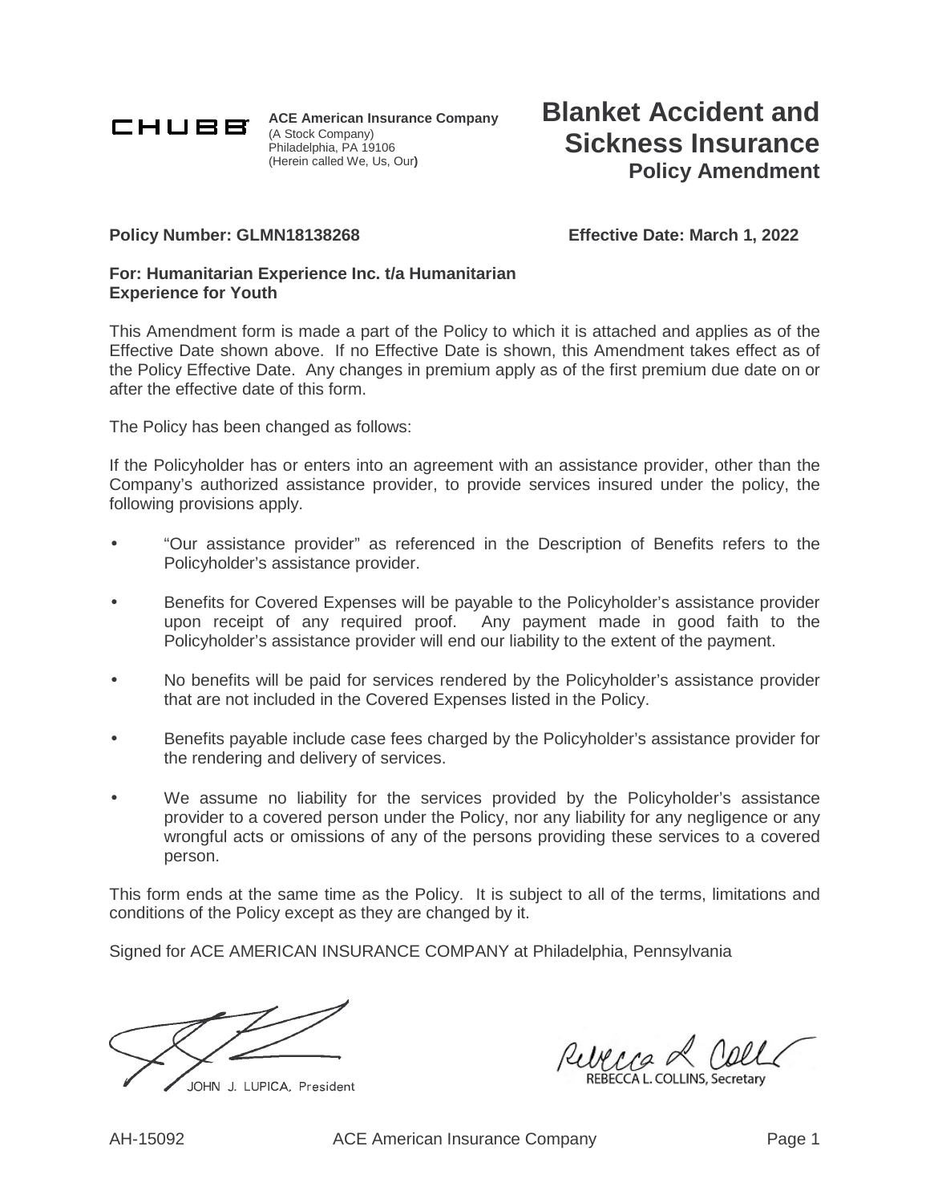CHUBB

**ACE American Insurance Company**
(A Stock Company)
Philadelphia, PA 19106
(Herein called We, Us, Our)

# Blanket Accident and Sickness Insurance
## Policy Amendment

**Policy Number: GLMN18138268** **Effective Date: March 1, 2022**

**For: Humanitarian Experience Inc. t/a Humanitarian Experience for Youth**

This Amendment form is made a part of the Policy to which it is attached and applies as of the Effective Date shown above. If no Effective Date is shown, this Amendment takes effect as of the Policy Effective Date. Any changes in premium apply as of the first premium due date on or after the effective date of this form.

The Policy has been changed as follows:

If the Policyholder has or enters into an agreement with an assistance provider, other than the Company's authorized assistance provider, to provide services insured under the policy, the following provisions apply.

- "Our assistance provider" as referenced in the Description of Benefits refers to the Policyholder's assistance provider.
- Benefits for Covered Expenses will be payable to the Policyholder's assistance provider upon receipt of any required proof. Any payment made in good faith to the Policyholder's assistance provider will end our liability to the extent of the payment.
- No benefits will be paid for services rendered by the Policyholder's assistance provider that are not included in the Covered Expenses listed in the Policy.
- Benefits payable include case fees charged by the Policyholder's assistance provider for the rendering and delivery of services.
- We assume no liability for the services provided by the Policyholder's assistance provider to a covered person under the Policy, nor any liability for any negligence or any wrongful acts or omissions of any of the persons providing these services to a covered person.

This form ends at the same time as the Policy. It is subject to all of the terms, limitations and conditions of the Policy except as they are changed by it.

Signed for ACE AMERICAN INSURANCE COMPANY at Philadelphia, Pennsylvania

JOHN J. LUPICA, President

REBECCA L. COLLINS, Secretary

AH-15092 ACE American Insurance Company